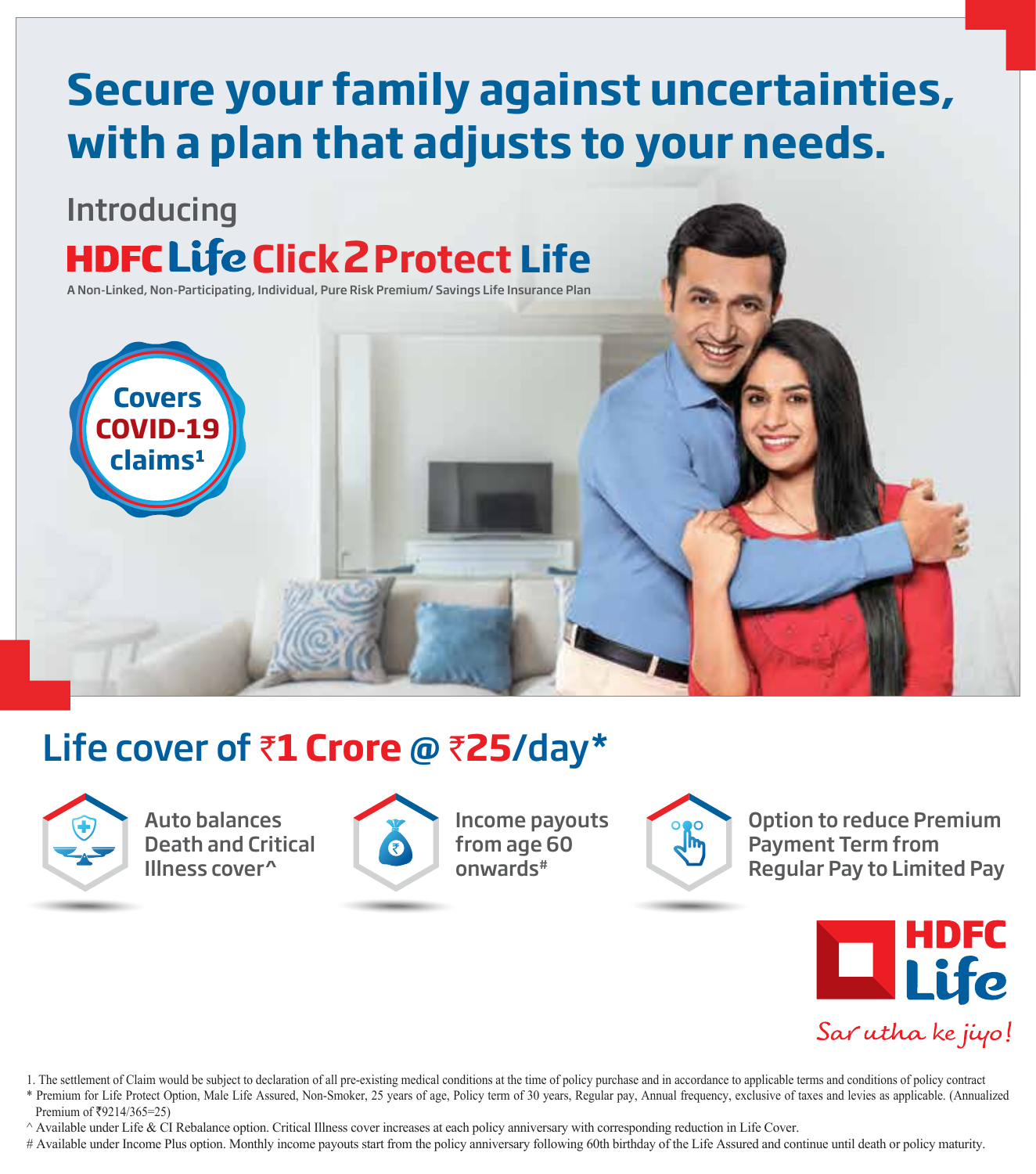# Secure your family against uncertainties, with a plan that adjusts to your needs.

Introducing

## HDFC Life Click 2 Protect Life

A Non-Linked, Non-Participating, Individual, Pure Risk Premium/ Savings Life Insurance Plan

**Covers COVID-19 claims[1]**

## Life cover of ₹1 Crore @ ₹25/day*

- Auto balances Death and Critical Illness cover^
- Income payouts from age 60 onwards#
- Option to reduce Premium Payment Term from Regular Pay to Limited Pay

HDFC Life

*Sar utha ke jiyo!*

1. The settlement of Claim would be subject to declaration of all pre-existing medical conditions at the time of policy purchase and in accordance to applicable terms and conditions of policy contract

\* Premium for Life Protect Option, Male Life Assured, Non-Smoker, 25 years of age, Policy term of 30 years, Regular pay, Annual frequency, exclusive of taxes and levies as applicable. (Annualized Premium of ₹9214/365=25)

^ Available under Life & CI Rebalance option. Critical Illness cover increases at each policy anniversary with corresponding reduction in Life Cover.

\# Available under Income Plus option. Monthly income payouts start from the policy anniversary following 60th birthday of the Life Assured and continue until death or policy maturity.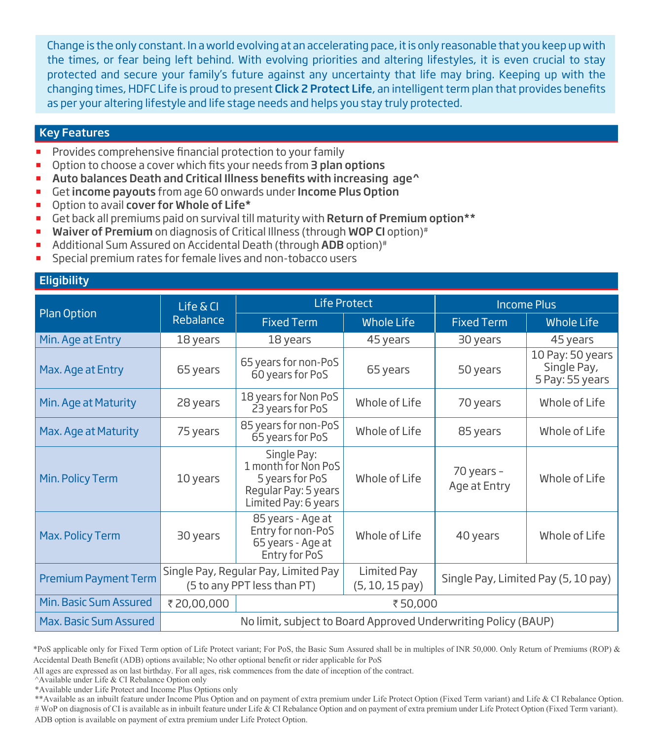Change is the only constant. In a world evolving at an accelerating pace, it is only reasonable that you keep up with the times, or fear being left behind. With evolving priorities and altering lifestyles, it is even crucial to stay protected and secure your family's future against any uncertainty that life may bring. Keeping up with the changing times, HDFC Life is proud to present **Click 2 Protect Life**, an intelligent term plan that provides benefits as per your altering lifestyle and life stage needs and helps you stay truly protected.

## Key Features

- Provides comprehensive financial protection to your family
- Option to choose a cover which fits your needs from **3 plan options**
- **Auto balances Death and Critical Illness benefits with increasing age^**
- Get **income payouts** from age 60 onwards under **Income Plus Option**
- Option to avail **cover for Whole of Life***
- Get back all premiums paid on survival till maturity with **Return of Premium option****
- **Waiver of Premium** on diagnosis of Critical Illness (through **WOP CI** option)#
- Additional Sum Assured on Accidental Death (through **ADB** option)#
- Special premium rates for female lives and non-tobacco users

## Eligibility

| Plan Option | Life & CI Rebalance | Life Protect | | Income Plus | |
|---|---|---|---|---|---|
| | | Fixed Term | Whole Life | Fixed Term | Whole Life |
| Min. Age at Entry | 18 years | 18 years | 45 years | 30 years | 45 years |
| Max. Age at Entry | 65 years | 65 years for non-PoS<br>60 years for PoS | 65 years | 50 years | 10 Pay: 50 years<br>Single Pay,<br>5 Pay: 55 years |
| Min. Age at Maturity | 28 years | 18 years for Non PoS<br>23 years for PoS | Whole of Life | 70 years | Whole of Life |
| Max. Age at Maturity | 75 years | 85 years for non-PoS<br>65 years for PoS | Whole of Life | 85 years | Whole of Life |
| Min. Policy Term | 10 years | Single Pay:<br>1 month for Non PoS<br>5 years for PoS<br>Regular Pay: 5 years<br>Limited Pay: 6 years | Whole of Life | 70 years – Age at Entry | Whole of Life |
| Max. Policy Term | 30 years | 85 years - Age at Entry for non-PoS<br>65 years - Age at Entry for PoS | Whole of Life | 40 years | Whole of Life |
| Premium Payment Term | Single Pay, Regular Pay, Limited Pay (5 to any PPT less than PT) | | Limited Pay (5, 10, 15 pay) | Single Pay, Limited Pay (5, 10 pay) | |
| Min. Basic Sum Assured | ₹ 20,00,000 | ₹ 50,000 | | | |
| Max. Basic Sum Assured | No limit, subject to Board Approved Underwriting Policy (BAUP) | | | | |

*PoS applicable only for Fixed Term option of Life Protect variant; For PoS, the Basic Sum Assured shall be in multiples of INR 50,000. Only Return of Premiums (ROP) & Accidental Death Benefit (ADB) options available; No other optional benefit or rider applicable for PoS

All ages are expressed as on last birthday. For all ages, risk commences from the date of inception of the contract.

^Available under Life & CI Rebalance Option only

*Available under Life Protect and Income Plus Options only

**Available as an inbuilt feature under Income Plus Option and on payment of extra premium under Life Protect Option (Fixed Term variant) and Life & CI Rebalance Option.

# WoP on diagnosis of CI is available as in inbuilt feature under Life & CI Rebalance Option and on payment of extra premium under Life Protect Option (Fixed Term variant). ADB option is available on payment of extra premium under Life Protect Option.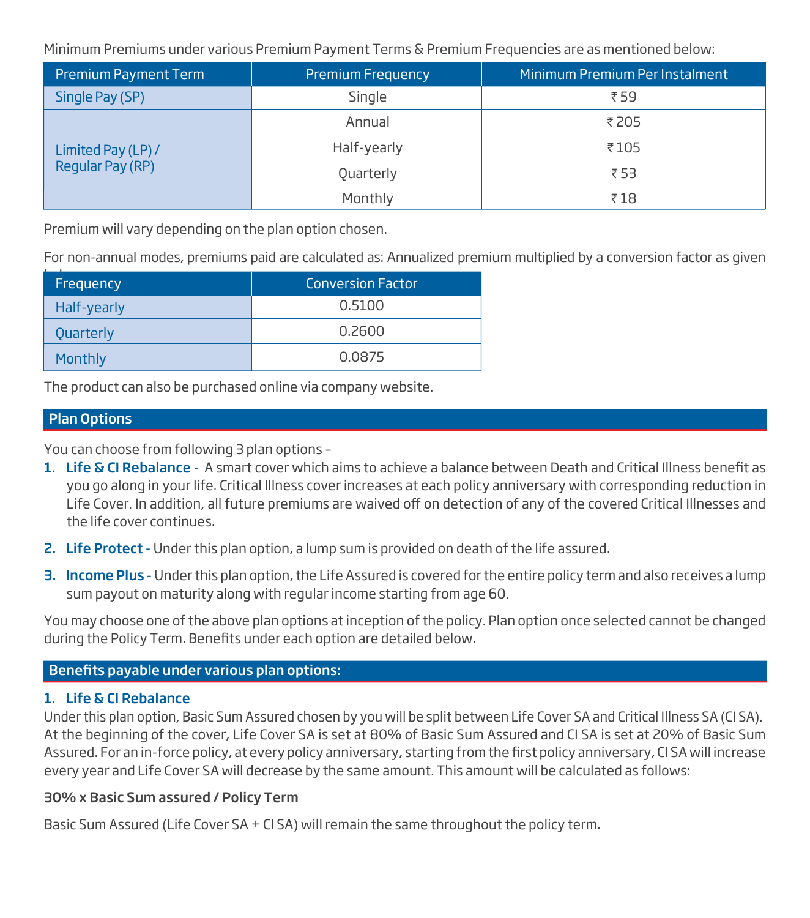Minimum Premiums under various Premium Payment Terms & Premium Frequencies are as mentioned below:

| Premium Payment Term | Premium Frequency | Minimum Premium Per Instalment |
|---|---|---|
| Single Pay (SP) | Single | ₹ 59 |
| Limited Pay (LP) / Regular Pay (RP) | Annual | ₹ 205 |
| | Half-yearly | ₹ 105 |
| | Quarterly | ₹ 53 |
| | Monthly | ₹ 18 |

Premium will vary depending on the plan option chosen.

For non-annual modes, premiums paid are calculated as: Annualized premium multiplied by a conversion factor as given below:

| Frequency | Conversion Factor |
|---|---|
| Half-yearly | 0.5100 |
| Quarterly | 0.2600 |
| Monthly | 0.0875 |

The product can also be purchased online via company website.

## Plan Options

You can choose from following 3 plan options –

1. **Life & CI Rebalance** - A smart cover which aims to achieve a balance between Death and Critical Illness benefit as you go along in your life. Critical Illness cover increases at each policy anniversary with corresponding reduction in Life Cover. In addition, all future premiums are waived off on detection of any of the covered Critical Illnesses and the life cover continues.
2. **Life Protect** - Under this plan option, a lump sum is provided on death of the life assured.
3. **Income Plus** - Under this plan option, the Life Assured is covered for the entire policy term and also receives a lump sum payout on maturity along with regular income starting from age 60.

You may choose one of the above plan options at inception of the policy. Plan option once selected cannot be changed during the Policy Term. Benefits under each option are detailed below.

## Benefits payable under various plan options:

### 1. Life & CI Rebalance

Under this plan option, Basic Sum Assured chosen by you will be split between Life Cover SA and Critical Illness SA (CI SA). At the beginning of the cover, Life Cover SA is set at 80% of Basic Sum Assured and CI SA is set at 20% of Basic Sum Assured. For an in-force policy, at every policy anniversary, starting from the first policy anniversary, CI SA will increase every year and Life Cover SA will decrease by the same amount. This amount will be calculated as follows:

**30% x Basic Sum assured / Policy Term**

Basic Sum Assured (Life Cover SA + CI SA) will remain the same throughout the policy term.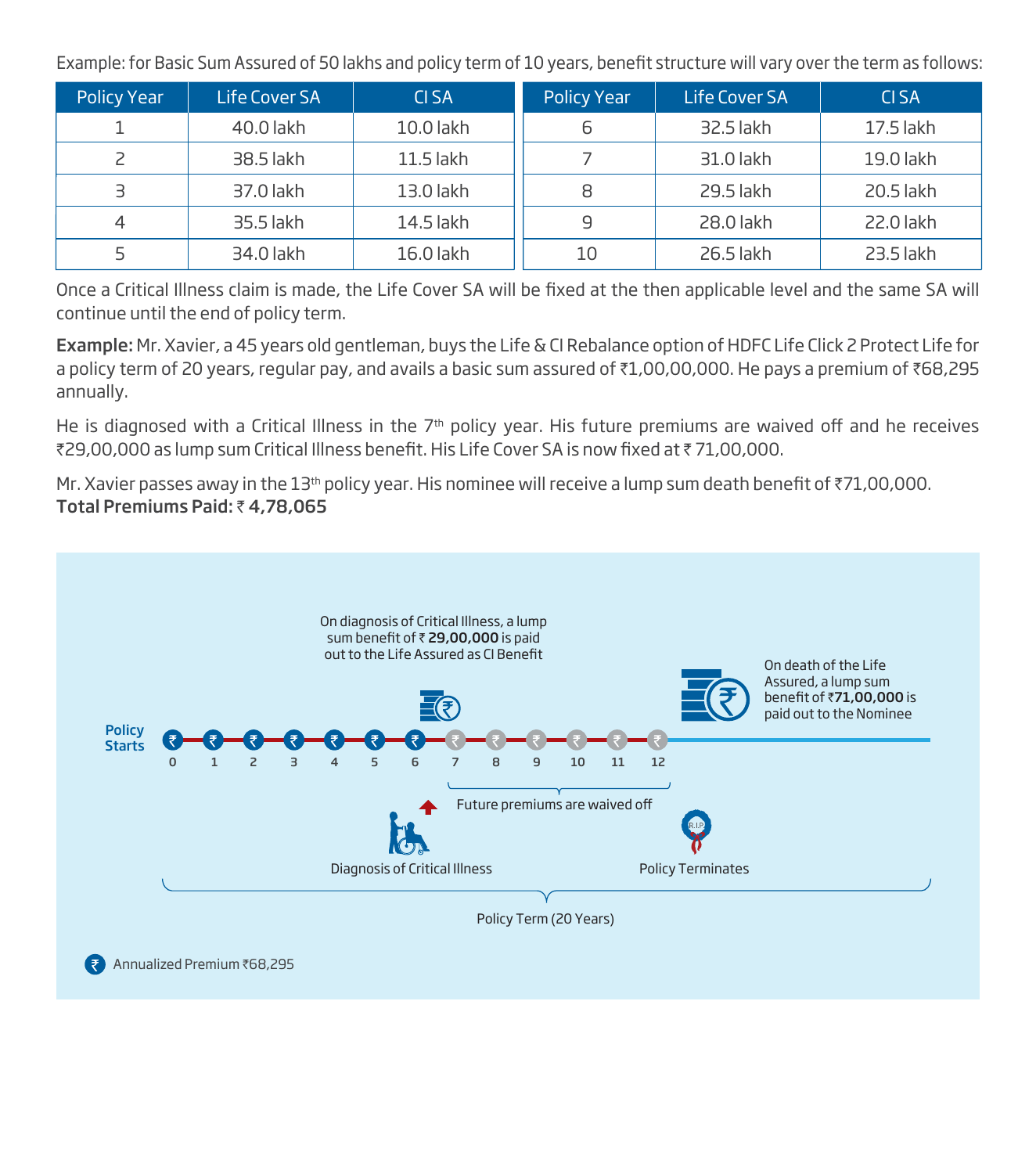Example: for Basic Sum Assured of 50 lakhs and policy term of 10 years, benefit structure will vary over the term as follows:

| Policy Year | Life Cover SA | CI SA |
|---|---|---|
| 1 | 40.0 lakh | 10.0 lakh |
| 2 | 38.5 lakh | 11.5 lakh |
| 3 | 37.0 lakh | 13.0 lakh |
| 4 | 35.5 lakh | 14.5 lakh |
| 5 | 34.0 lakh | 16.0 lakh |
| 6 | 32.5 lakh | 17.5 lakh |
| 7 | 31.0 lakh | 19.0 lakh |
| 8 | 29.5 lakh | 20.5 lakh |
| 9 | 28.0 lakh | 22.0 lakh |
| 10 | 26.5 lakh | 23.5 lakh |

Once a Critical Illness claim is made, the Life Cover SA will be fixed at the then applicable level and the same SA will continue until the end of policy term.

**Example:** Mr. Xavier, a 45 years old gentleman, buys the Life & CI Rebalance option of HDFC Life Click 2 Protect Life for a policy term of 20 years, regular pay, and avails a basic sum assured of ₹1,00,00,000. He pays a premium of ₹68,295 annually.

He is diagnosed with a Critical Illness in the 7th policy year. His future premiums are waived off and he receives ₹29,00,000 as lump sum Critical Illness benefit. His Life Cover SA is now fixed at ₹ 71,00,000.

Mr. Xavier passes away in the 13th policy year. His nominee will receive a lump sum death benefit of ₹71,00,000.
**Total Premiums Paid:** ₹ **4,78,065**

On diagnosis of Critical Illness, a lump sum benefit of ₹ **29,00,000** is paid out to the Life Assured as CI Benefit

On death of the Life Assured, a lump sum benefit of ₹**71,00,000** is paid out to the Nominee

**Policy Starts** 0 1 2 3 4 5 6 7 8 9 10 11 12

Future premiums are waived off

Diagnosis of Critical Illness

Policy Terminates

Policy Term (20 Years)

Annualized Premium ₹68,295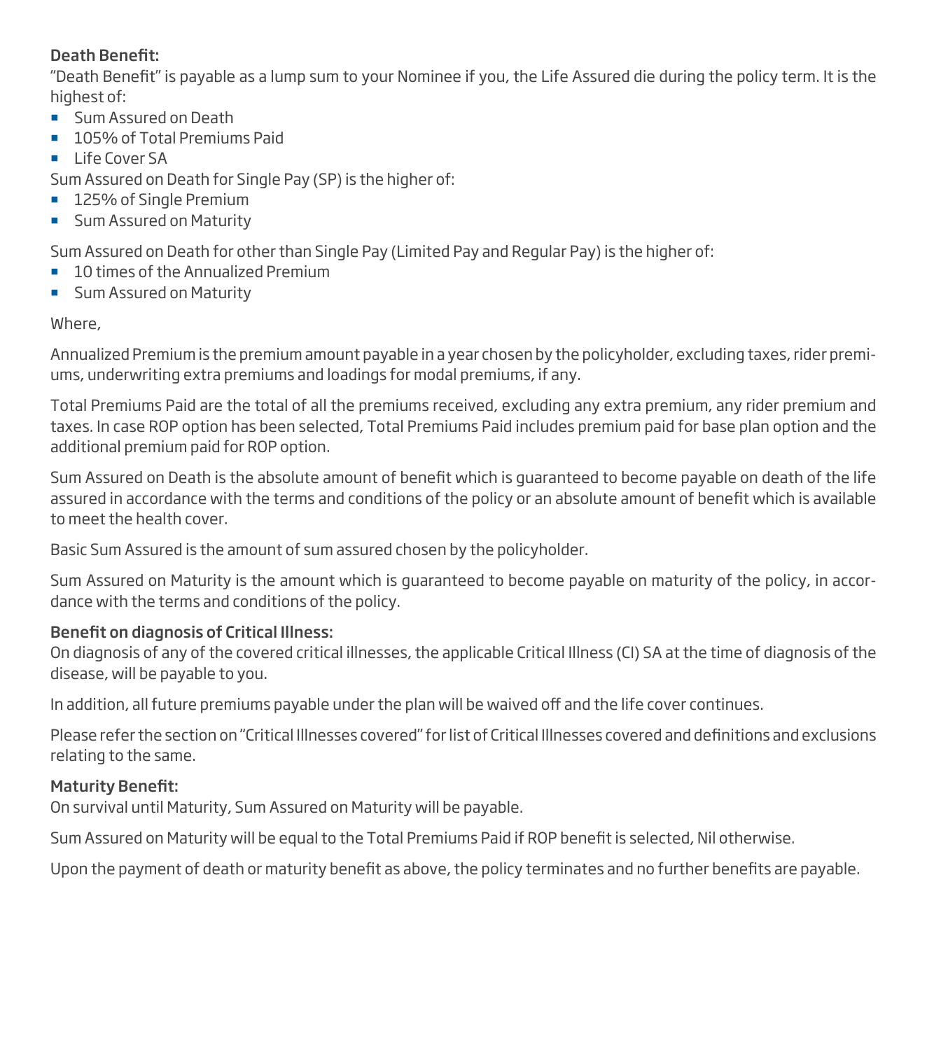**Death Benefit:**
"Death Benefit" is payable as a lump sum to your Nominee if you, the Life Assured die during the policy term. It is the highest of:

- Sum Assured on Death
- 105% of Total Premiums Paid
- Life Cover SA

Sum Assured on Death for Single Pay (SP) is the higher of:

- 125% of Single Premium
- Sum Assured on Maturity

Sum Assured on Death for other than Single Pay (Limited Pay and Regular Pay) is the higher of:

- 10 times of the Annualized Premium
- Sum Assured on Maturity

Where,

Annualized Premium is the premium amount payable in a year chosen by the policyholder, excluding taxes, rider premiums, underwriting extra premiums and loadings for modal premiums, if any.

Total Premiums Paid are the total of all the premiums received, excluding any extra premium, any rider premium and taxes. In case ROP option has been selected, Total Premiums Paid includes premium paid for base plan option and the additional premium paid for ROP option.

Sum Assured on Death is the absolute amount of benefit which is guaranteed to become payable on death of the life assured in accordance with the terms and conditions of the policy or an absolute amount of benefit which is available to meet the health cover.

Basic Sum Assured is the amount of sum assured chosen by the policyholder.

Sum Assured on Maturity is the amount which is guaranteed to become payable on maturity of the policy, in accordance with the terms and conditions of the policy.

**Benefit on diagnosis of Critical Illness:**
On diagnosis of any of the covered critical illnesses, the applicable Critical Illness (CI) SA at the time of diagnosis of the disease, will be payable to you.

In addition, all future premiums payable under the plan will be waived off and the life cover continues.

Please refer the section on "Critical Illnesses covered" for list of Critical Illnesses covered and definitions and exclusions relating to the same.

**Maturity Benefit:**
On survival until Maturity, Sum Assured on Maturity will be payable.

Sum Assured on Maturity will be equal to the Total Premiums Paid if ROP benefit is selected, Nil otherwise.

Upon the payment of death or maturity benefit as above, the policy terminates and no further benefits are payable.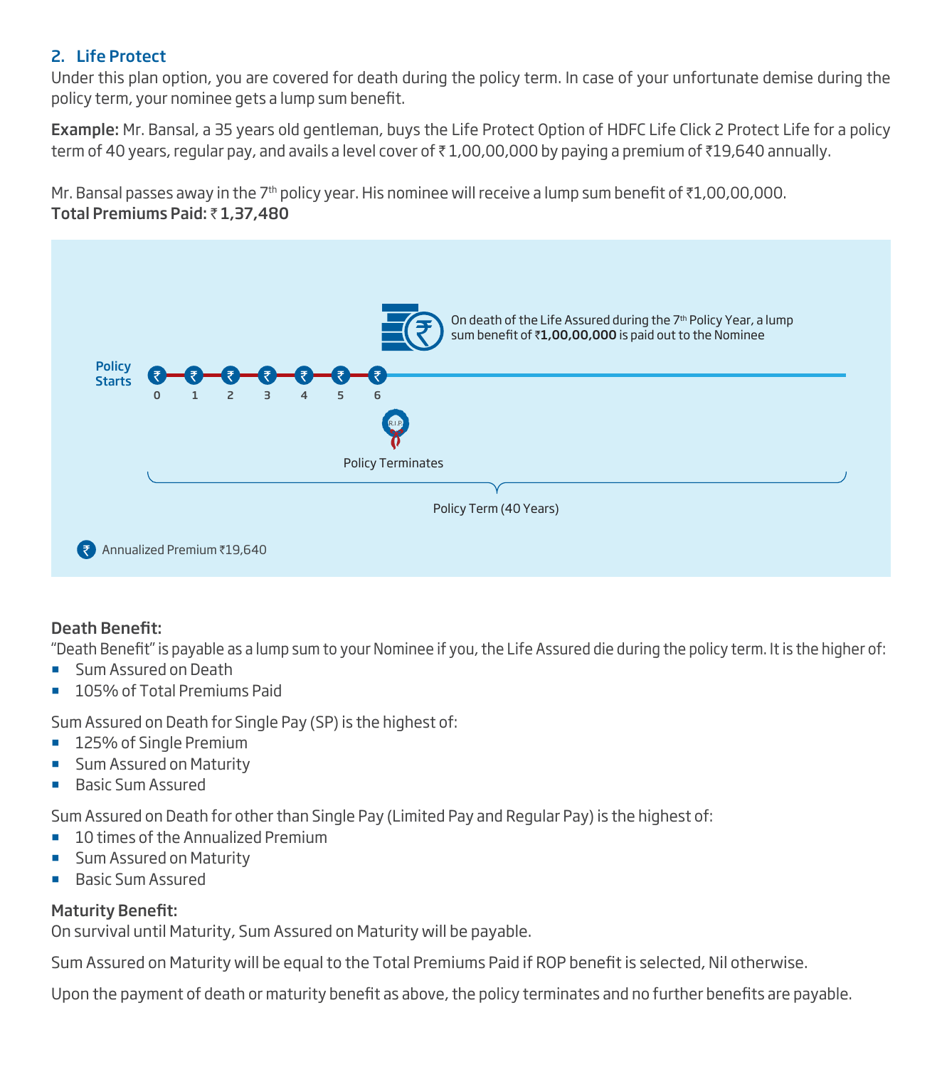## 2. Life Protect

Under this plan option, you are covered for death during the policy term. In case of your unfortunate demise during the policy term, your nominee gets a lump sum benefit.

**Example:** Mr. Bansal, a 35 years old gentleman, buys the Life Protect Option of HDFC Life Click 2 Protect Life for a policy term of 40 years, regular pay, and avails a level cover of ₹ 1,00,00,000 by paying a premium of ₹19,640 annually.

Mr. Bansal passes away in the 7th policy year. His nominee will receive a lump sum benefit of ₹1,00,00,000.
**Total Premiums Paid:** ₹ **1,37,480**

On death of the Life Assured during the 7th Policy Year, a lump sum benefit of ₹**1,00,00,000** is paid out to the Nominee

Policy Starts 0 1 2 3 4 5 6

Policy Terminates

Policy Term (40 Years)

Annualized Premium ₹19,640

**Death Benefit:**

"Death Benefit" is payable as a lump sum to your Nominee if you, the Life Assured die during the policy term. It is the higher of:

- Sum Assured on Death
- 105% of Total Premiums Paid

Sum Assured on Death for Single Pay (SP) is the highest of:

- 125% of Single Premium
- Sum Assured on Maturity
- Basic Sum Assured

Sum Assured on Death for other than Single Pay (Limited Pay and Regular Pay) is the highest of:

- 10 times of the Annualized Premium
- Sum Assured on Maturity
- Basic Sum Assured

**Maturity Benefit:**

On survival until Maturity, Sum Assured on Maturity will be payable.

Sum Assured on Maturity will be equal to the Total Premiums Paid if ROP benefit is selected, Nil otherwise.

Upon the payment of death or maturity benefit as above, the policy terminates and no further benefits are payable.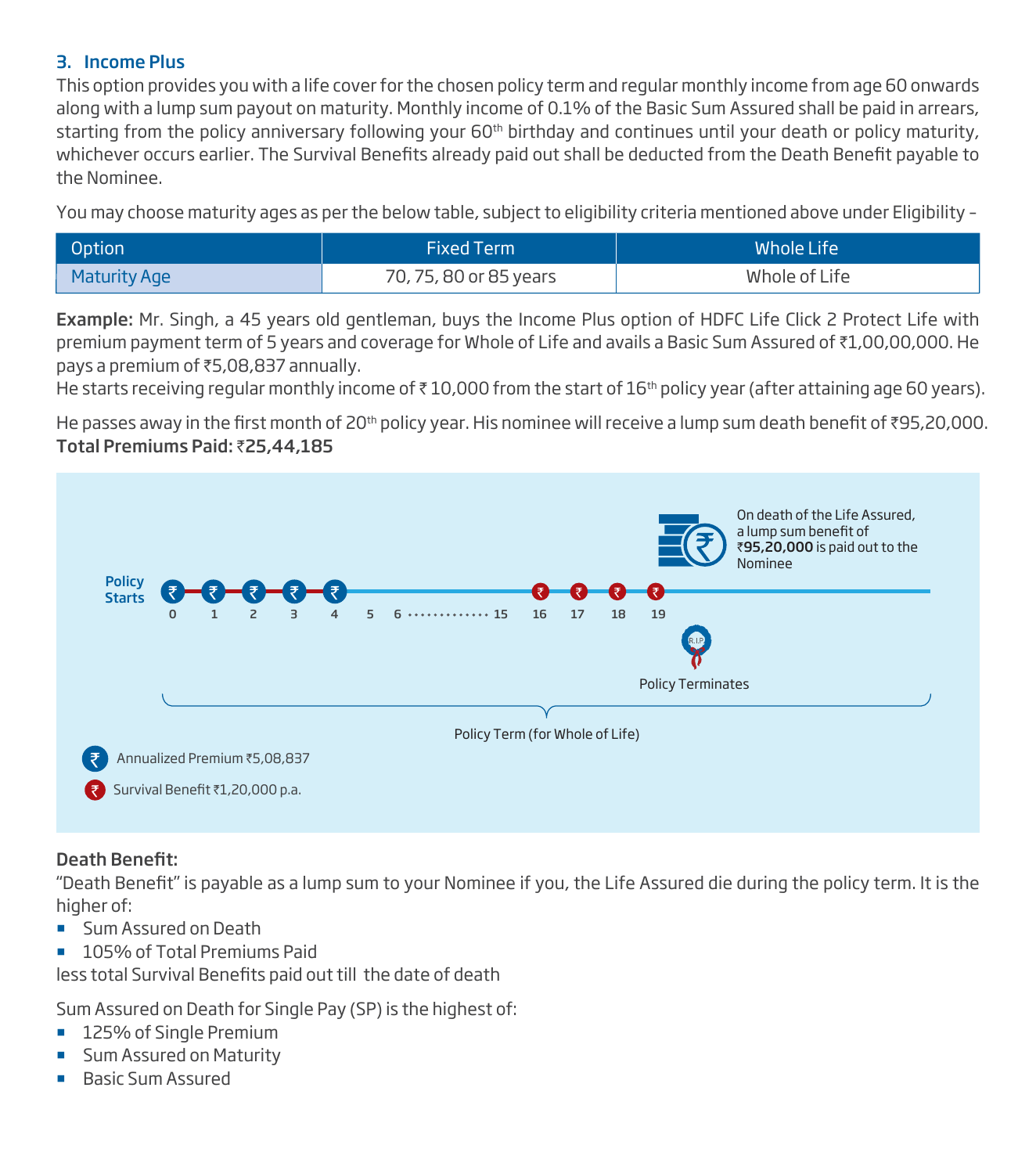### 3. Income Plus

This option provides you with a life cover for the chosen policy term and regular monthly income from age 60 onwards along with a lump sum payout on maturity. Monthly income of 0.1% of the Basic Sum Assured shall be paid in arrears, starting from the policy anniversary following your 60th birthday and continues until your death or policy maturity, whichever occurs earlier. The Survival Benefits already paid out shall be deducted from the Death Benefit payable to the Nominee.

You may choose maturity ages as per the below table, subject to eligibility criteria mentioned above under Eligibility -

| Option | Fixed Term | Whole Life |
|---|---|---|
| Maturity Age | 70, 75, 80 or 85 years | Whole of Life |

**Example:** Mr. Singh, a 45 years old gentleman, buys the Income Plus option of HDFC Life Click 2 Protect Life with premium payment term of 5 years and coverage for Whole of Life and avails a Basic Sum Assured of ₹1,00,00,000. He pays a premium of ₹5,08,837 annually.
He starts receiving regular monthly income of ₹ 10,000 from the start of 16th policy year (after attaining age 60 years).

He passes away in the first month of 20th policy year. His nominee will receive a lump sum death benefit of ₹95,20,000.
**Total Premiums Paid: ₹25,44,185**

Policy Starts

0 1 2 3 4 5 6 ............ 15 16 17 18 19

On death of the Life Assured, a lump sum benefit of ₹**95,20,000** is paid out to the Nominee

Policy Terminates

Policy Term (for Whole of Life)

Annualized Premium ₹5,08,837

Survival Benefit ₹1,20,000 p.a.

**Death Benefit:**

"Death Benefit" is payable as a lump sum to your Nominee if you, the Life Assured die during the policy term. It is the higher of:

- Sum Assured on Death
- 105% of Total Premiums Paid

less total Survival Benefits paid out till the date of death

Sum Assured on Death for Single Pay (SP) is the highest of:

- 125% of Single Premium
- Sum Assured on Maturity
- Basic Sum Assured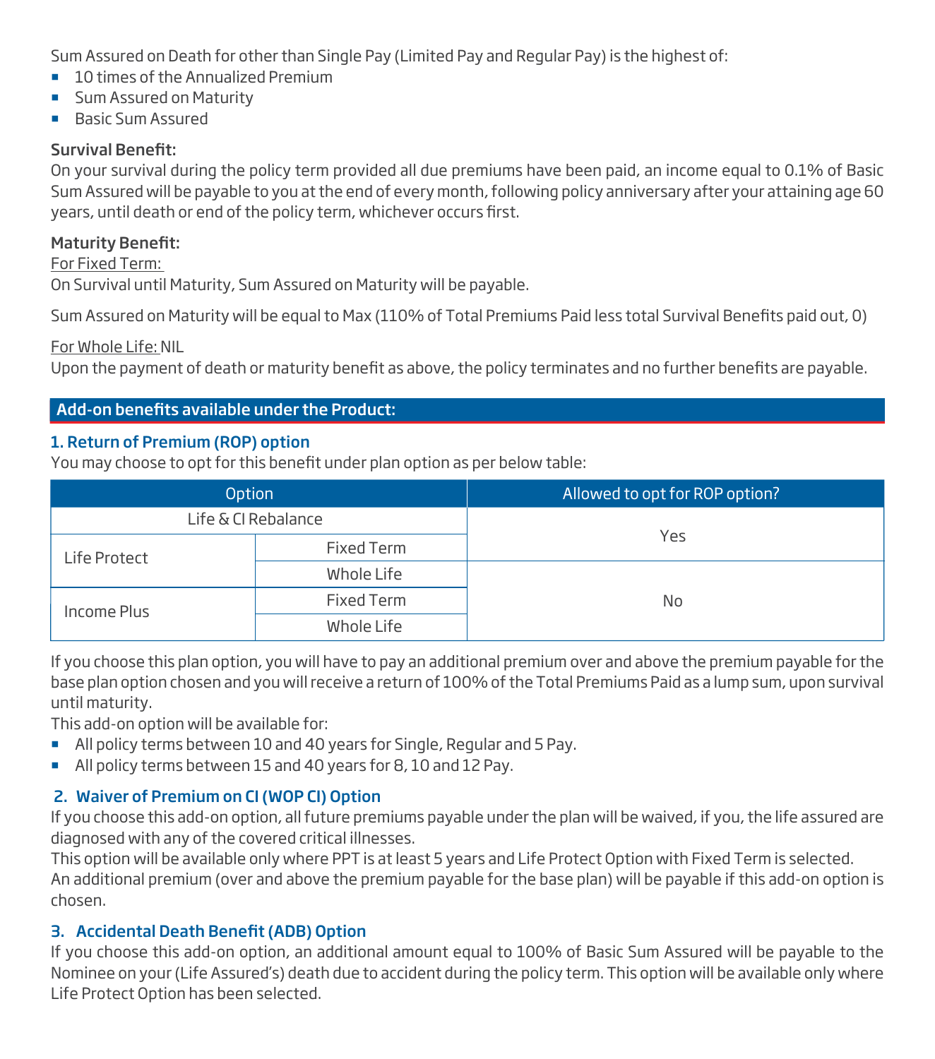Sum Assured on Death for other than Single Pay (Limited Pay and Regular Pay) is the highest of:

- 10 times of the Annualized Premium
- Sum Assured on Maturity
- Basic Sum Assured

**Survival Benefit:**

On your survival during the policy term provided all due premiums have been paid, an income equal to 0.1% of Basic Sum Assured will be payable to you at the end of every month, following policy anniversary after your attaining age 60 years, until death or end of the policy term, whichever occurs first.

**Maturity Benefit:**

For Fixed Term:

On Survival until Maturity, Sum Assured on Maturity will be payable.

Sum Assured on Maturity will be equal to Max (110% of Total Premiums Paid less total Survival Benefits paid out, 0)

For Whole Life: NIL

Upon the payment of death or maturity benefit as above, the policy terminates and no further benefits are payable.

## Add-on benefits available under the Product:

### 1. Return of Premium (ROP) option

You may choose to opt for this benefit under plan option as per below table:

| Option | | Allowed to opt for ROP option? |
|---|---|---|
| Life & CI Rebalance | | Yes |
| Life Protect | Fixed Term | Yes |
| Life Protect | Whole Life | No |
| Income Plus | Fixed Term | No |
| Income Plus | Whole Life | No |

If you choose this plan option, you will have to pay an additional premium over and above the premium payable for the base plan option chosen and you will receive a return of 100% of the Total Premiums Paid as a lump sum, upon survival until maturity.

This add-on option will be available for:

- All policy terms between 10 and 40 years for Single, Regular and 5 Pay.
- All policy terms between 15 and 40 years for 8, 10 and 12 Pay.

### 2. Waiver of Premium on CI (WOP CI) Option

If you choose this add-on option, all future premiums payable under the plan will be waived, if you, the life assured are diagnosed with any of the covered critical illnesses.

This option will be available only where PPT is at least 5 years and Life Protect Option with Fixed Term is selected.

An additional premium (over and above the premium payable for the base plan) will be payable if this add-on option is chosen.

### 3. Accidental Death Benefit (ADB) Option

If you choose this add-on option, an additional amount equal to 100% of Basic Sum Assured will be payable to the Nominee on your (Life Assured's) death due to accident during the policy term. This option will be available only where Life Protect Option has been selected.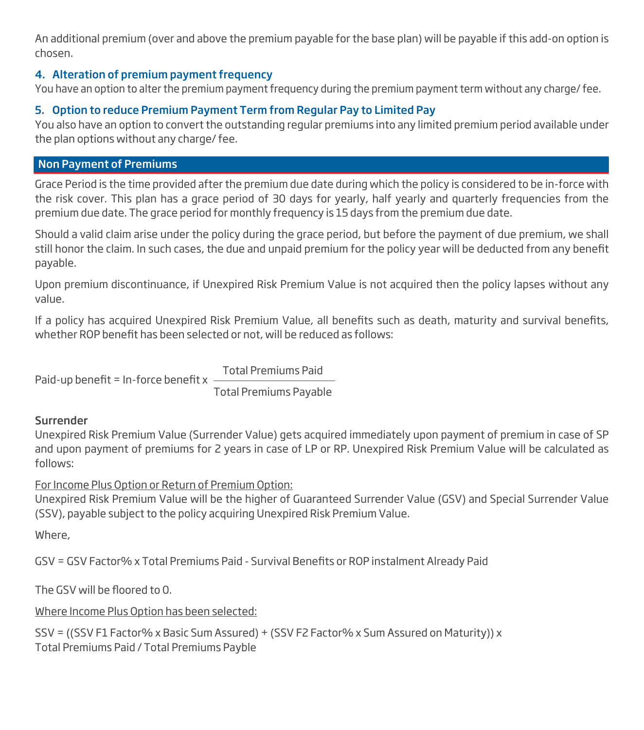An additional premium (over and above the premium payable for the base plan) will be payable if this add-on option is chosen.

### 4. Alteration of premium payment frequency

You have an option to alter the premium payment frequency during the premium payment term without any charge/ fee.

### 5. Option to reduce Premium Payment Term from Regular Pay to Limited Pay

You also have an option to convert the outstanding regular premiums into any limited premium period available under the plan options without any charge/ fee.

## Non Payment of Premiums

Grace Period is the time provided after the premium due date during which the policy is considered to be in-force with the risk cover. This plan has a grace period of 30 days for yearly, half yearly and quarterly frequencies from the premium due date. The grace period for monthly frequency is 15 days from the premium due date.

Should a valid claim arise under the policy during the grace period, but before the payment of due premium, we shall still honor the claim. In such cases, the due and unpaid premium for the policy year will be deducted from any benefit payable.

Upon premium discontinuance, if Unexpired Risk Premium Value is not acquired then the policy lapses without any value.

If a policy has acquired Unexpired Risk Premium Value, all benefits such as death, maturity and survival benefits, whether ROP benefit has been selected or not, will be reduced as follows:

$$\text{Paid-up benefit} = \text{In-force benefit} \times \frac{\text{Total Premiums Paid}}{\text{Total Premiums Payable}}$$

**Surrender**

Unexpired Risk Premium Value (Surrender Value) gets acquired immediately upon payment of premium in case of SP and upon payment of premiums for 2 years in case of LP or RP. Unexpired Risk Premium Value will be calculated as follows:

<u>For Income Plus Option or Return of Premium Option:</u>

Unexpired Risk Premium Value will be the higher of Guaranteed Surrender Value (GSV) and Special Surrender Value (SSV), payable subject to the policy acquiring Unexpired Risk Premium Value.

Where,

GSV = GSV Factor% x Total Premiums Paid - Survival Benefits or ROP instalment Already Paid

The GSV will be floored to 0.

<u>Where Income Plus Option has been selected:</u>

SSV = ((SSV F1 Factor% x Basic Sum Assured) + (SSV F2 Factor% x Sum Assured on Maturity)) x Total Premiums Paid / Total Premiums Payble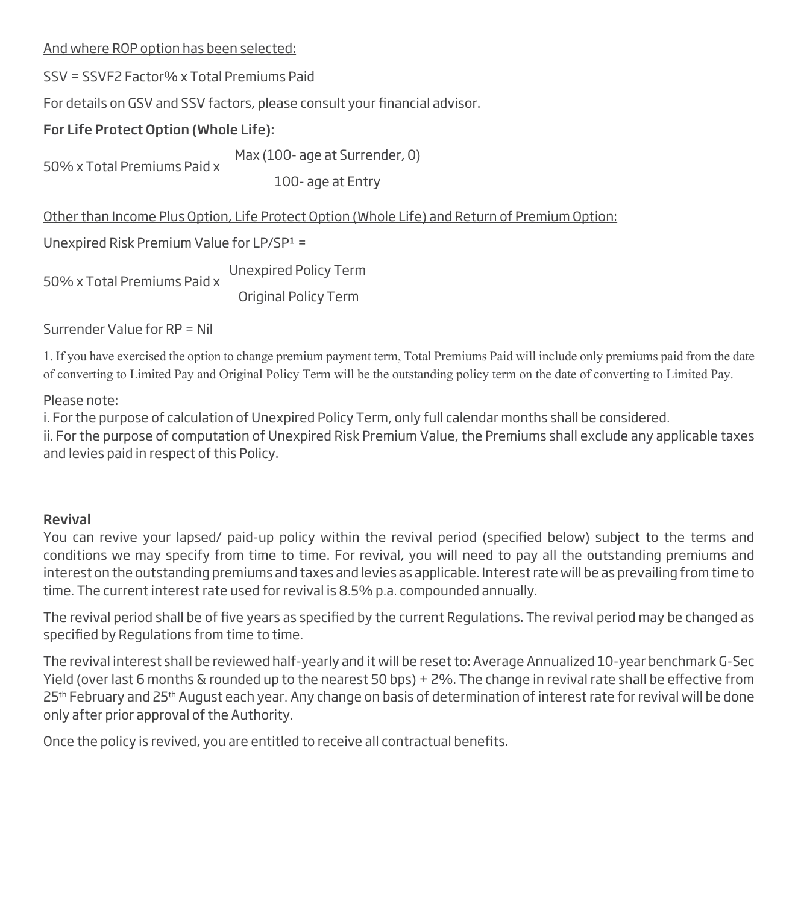And where ROP option has been selected:

SSV = SSVF2 Factor% x Total Premiums Paid

For details on GSV and SSV factors, please consult your financial advisor.

**For Life Protect Option (Whole Life):**

$$50\% \times \text{Total Premiums Paid} \times \frac{\text{Max (100- age at Surrender, 0)}}{\text{100- age at Entry}}$$

Other than Income Plus Option, Life Protect Option (Whole Life) and Return of Premium Option:

Unexpired Risk Premium Value for LP/SP[1] =

$$50\% \times \text{Total Premiums Paid} \times \frac{\text{Unexpired Policy Term}}{\text{Original Policy Term}}$$

Surrender Value for RP = Nil

1. If you have exercised the option to change premium payment term, Total Premiums Paid will include only premiums paid from the date of converting to Limited Pay and Original Policy Term will be the outstanding policy term on the date of converting to Limited Pay.

Please note:
i. For the purpose of calculation of Unexpired Policy Term, only full calendar months shall be considered.
ii. For the purpose of computation of Unexpired Risk Premium Value, the Premiums shall exclude any applicable taxes and levies paid in respect of this Policy.

**Revival**

You can revive your lapsed/ paid-up policy within the revival period (specified below) subject to the terms and conditions we may specify from time to time. For revival, you will need to pay all the outstanding premiums and interest on the outstanding premiums and taxes and levies as applicable. Interest rate will be as prevailing from time to time. The current interest rate used for revival is 8.5% p.a. compounded annually.

The revival period shall be of five years as specified by the current Regulations. The revival period may be changed as specified by Regulations from time to time.

The revival interest shall be reviewed half-yearly and it will be reset to: Average Annualized 10-year benchmark G-Sec Yield (over last 6 months & rounded up to the nearest 50 bps) + 2%. The change in revival rate shall be effective from 25th February and 25th August each year. Any change on basis of determination of interest rate for revival will be done only after prior approval of the Authority.

Once the policy is revived, you are entitled to receive all contractual benefits.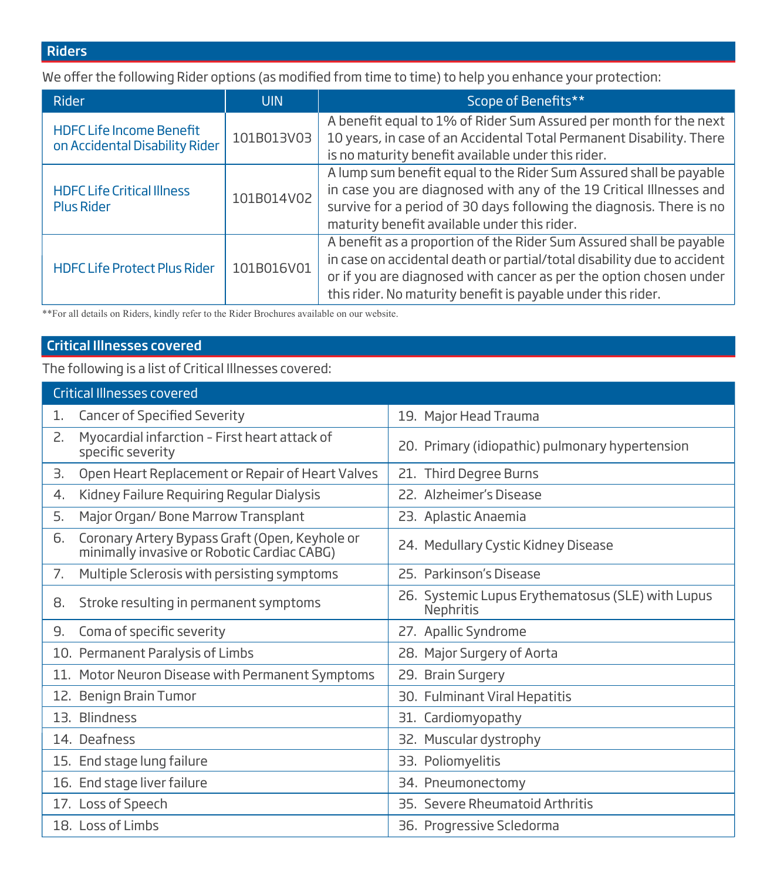## Riders

We offer the following Rider options (as modified from time to time) to help you enhance your protection:

| Rider | UIN | Scope of Benefits** |
|---|---|---|
| HDFC Life Income Benefit on Accidental Disability Rider | 101B013V03 | A benefit equal to 1% of Rider Sum Assured per month for the next 10 years, in case of an Accidental Total Permanent Disability. There is no maturity benefit available under this rider. |
| HDFC Life Critical Illness Plus Rider | 101B014V02 | A lump sum benefit equal to the Rider Sum Assured shall be payable in case you are diagnosed with any of the 19 Critical Illnesses and survive for a period of 30 days following the diagnosis. There is no maturity benefit available under this rider. |
| HDFC Life Protect Plus Rider | 101B016V01 | A benefit as a proportion of the Rider Sum Assured shall be payable in case on accidental death or partial/total disability due to accident or if you are diagnosed with cancer as per the option chosen under this rider. No maturity benefit is payable under this rider. |

**For all details on Riders, kindly refer to the Rider Brochures available on our website.

## Critical Illnesses covered

The following is a list of Critical Illnesses covered:

| Critical Illnesses covered | |
|---|---|
| 1. Cancer of Specified Severity | 19. Major Head Trauma |
| 2. Myocardial infarction – First heart attack of specific severity | 20. Primary (idiopathic) pulmonary hypertension |
| 3. Open Heart Replacement or Repair of Heart Valves | 21. Third Degree Burns |
| 4. Kidney Failure Requiring Regular Dialysis | 22. Alzheimer's Disease |
| 5. Major Organ/ Bone Marrow Transplant | 23. Aplastic Anaemia |
| 6. Coronary Artery Bypass Graft (Open, Keyhole or minimally invasive or Robotic Cardiac CABG) | 24. Medullary Cystic Kidney Disease |
| 7. Multiple Sclerosis with persisting symptoms | 25. Parkinson's Disease |
| 8. Stroke resulting in permanent symptoms | 26. Systemic Lupus Erythematosus (SLE) with Lupus Nephritis |
| 9. Coma of specific severity | 27. Apallic Syndrome |
| 10. Permanent Paralysis of Limbs | 28. Major Surgery of Aorta |
| 11. Motor Neuron Disease with Permanent Symptoms | 29. Brain Surgery |
| 12. Benign Brain Tumor | 30. Fulminant Viral Hepatitis |
| 13. Blindness | 31. Cardiomyopathy |
| 14. Deafness | 32. Muscular dystrophy |
| 15. End stage lung failure | 33. Poliomyelitis |
| 16. End stage liver failure | 34. Pneumonectomy |
| 17. Loss of Speech | 35. Severe Rheumatoid Arthritis |
| 18. Loss of Limbs | 36. Progressive Scledorma |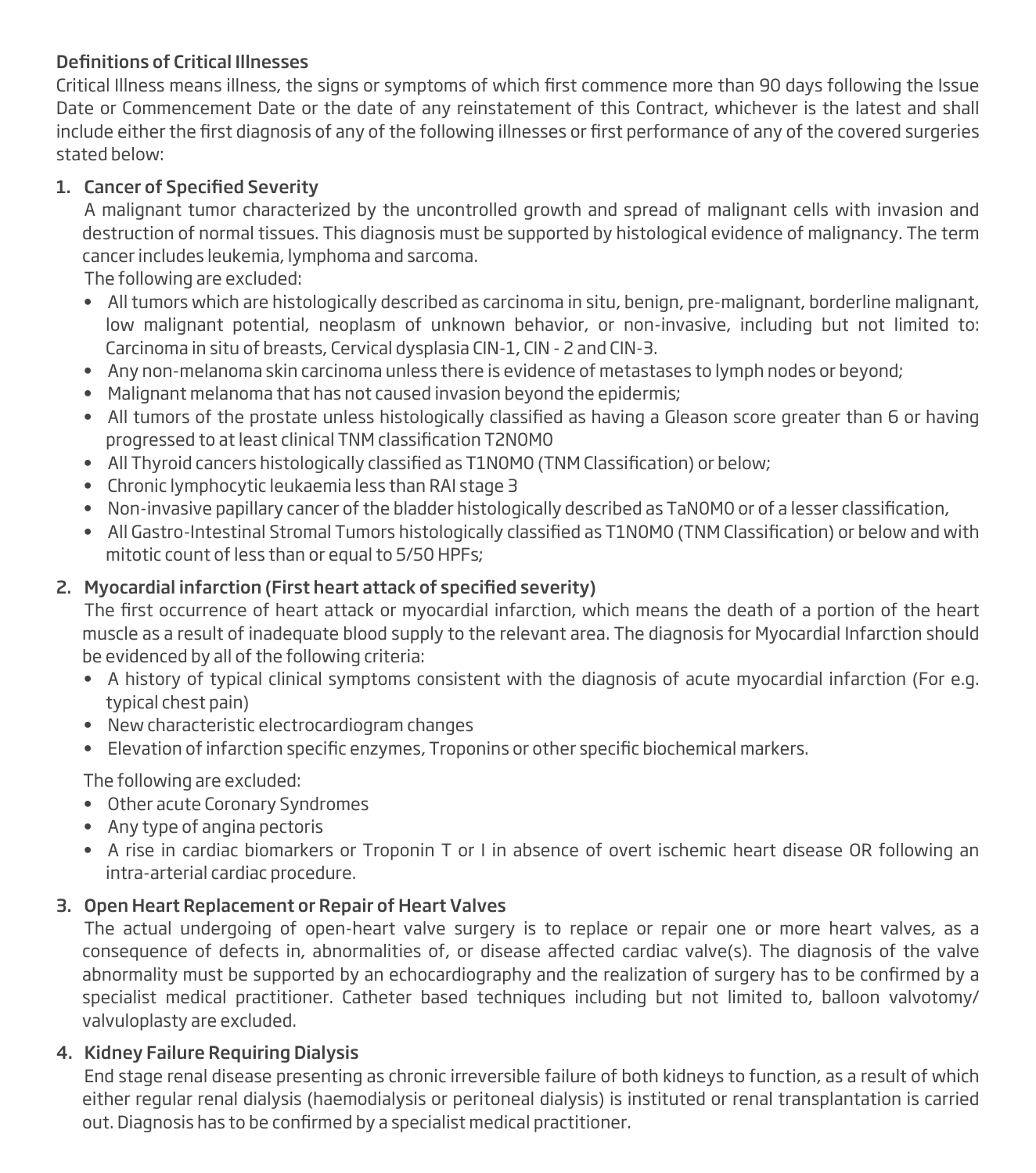## Definitions of Critical Illnesses

Critical Illness means illness, the signs or symptoms of which first commence more than 90 days following the Issue Date or Commencement Date or the date of any reinstatement of this Contract, whichever is the latest and shall include either the first diagnosis of any of the following illnesses or first performance of any of the covered surgeries stated below:

### 1. Cancer of Specified Severity

A malignant tumor characterized by the uncontrolled growth and spread of malignant cells with invasion and destruction of normal tissues. This diagnosis must be supported by histological evidence of malignancy. The term cancer includes leukemia, lymphoma and sarcoma.

The following are excluded:

- All tumors which are histologically described as carcinoma in situ, benign, pre-malignant, borderline malignant, low malignant potential, neoplasm of unknown behavior, or non-invasive, including but not limited to: Carcinoma in situ of breasts, Cervical dysplasia CIN-1, CIN - 2 and CIN-3.
- Any non-melanoma skin carcinoma unless there is evidence of metastases to lymph nodes or beyond;
- Malignant melanoma that has not caused invasion beyond the epidermis;
- All tumors of the prostate unless histologically classified as having a Gleason score greater than 6 or having progressed to at least clinical TNM classification T2N0M0
- All Thyroid cancers histologically classified as T1N0M0 (TNM Classification) or below;
- Chronic lymphocytic leukaemia less than RAI stage 3
- Non-invasive papillary cancer of the bladder histologically described as TaN0M0 or of a lesser classification,
- All Gastro-Intestinal Stromal Tumors histologically classified as T1N0M0 (TNM Classification) or below and with mitotic count of less than or equal to 5/50 HPFs;

### 2. Myocardial infarction (First heart attack of specified severity)

The first occurrence of heart attack or myocardial infarction, which means the death of a portion of the heart muscle as a result of inadequate blood supply to the relevant area. The diagnosis for Myocardial Infarction should be evidenced by all of the following criteria:

- A history of typical clinical symptoms consistent with the diagnosis of acute myocardial infarction (For e.g. typical chest pain)
- New characteristic electrocardiogram changes
- Elevation of infarction specific enzymes, Troponins or other specific biochemical markers.

The following are excluded:

- Other acute Coronary Syndromes
- Any type of angina pectoris
- A rise in cardiac biomarkers or Troponin T or I in absence of overt ischemic heart disease OR following an intra-arterial cardiac procedure.

### 3. Open Heart Replacement or Repair of Heart Valves

The actual undergoing of open-heart valve surgery is to replace or repair one or more heart valves, as a consequence of defects in, abnormalities of, or disease affected cardiac valve(s). The diagnosis of the valve abnormality must be supported by an echocardiography and the realization of surgery has to be confirmed by a specialist medical practitioner. Catheter based techniques including but not limited to, balloon valvotomy/ valvuloplasty are excluded.

### 4. Kidney Failure Requiring Dialysis

End stage renal disease presenting as chronic irreversible failure of both kidneys to function, as a result of which either regular renal dialysis (haemodialysis or peritoneal dialysis) is instituted or renal transplantation is carried out. Diagnosis has to be confirmed by a specialist medical practitioner.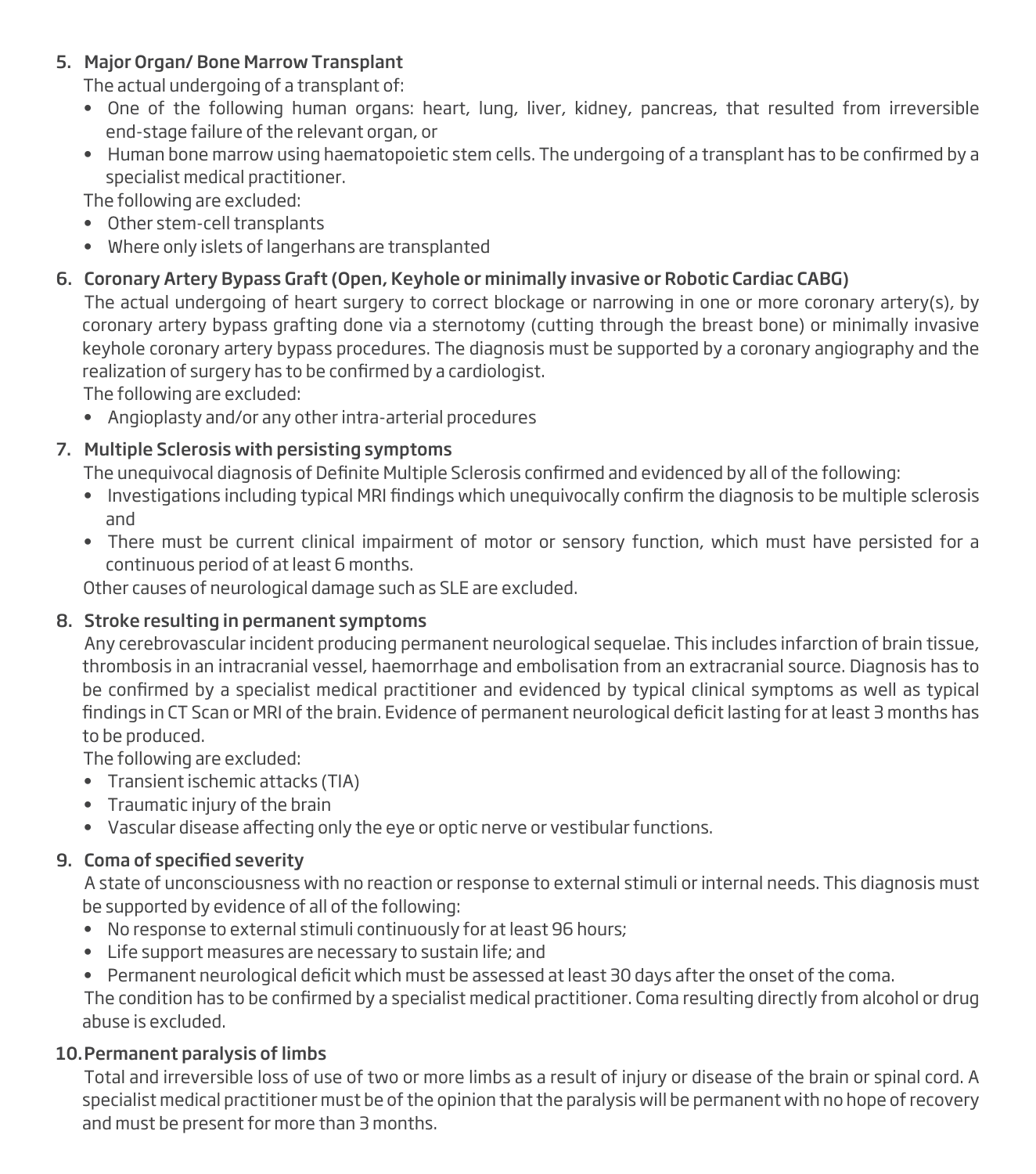5. **Major Organ/ Bone Marrow Transplant**

   The actual undergoing of a transplant of:

   - One of the following human organs: heart, lung, liver, kidney, pancreas, that resulted from irreversible end-stage failure of the relevant organ, or
   - Human bone marrow using haematopoietic stem cells. The undergoing of a transplant has to be confirmed by a specialist medical practitioner.

   The following are excluded:

   - Other stem-cell transplants
   - Where only islets of langerhans are transplanted

6. **Coronary Artery Bypass Graft (Open, Keyhole or minimally invasive or Robotic Cardiac CABG)**

   The actual undergoing of heart surgery to correct blockage or narrowing in one or more coronary artery(s), by coronary artery bypass grafting done via a sternotomy (cutting through the breast bone) or minimally invasive keyhole coronary artery bypass procedures. The diagnosis must be supported by a coronary angiography and the realization of surgery has to be confirmed by a cardiologist.

   The following are excluded:

   - Angioplasty and/or any other intra-arterial procedures

7. **Multiple Sclerosis with persisting symptoms**

   The unequivocal diagnosis of Definite Multiple Sclerosis confirmed and evidenced by all of the following:

   - Investigations including typical MRI findings which unequivocally confirm the diagnosis to be multiple sclerosis and
   - There must be current clinical impairment of motor or sensory function, which must have persisted for a continuous period of at least 6 months.

   Other causes of neurological damage such as SLE are excluded.

8. **Stroke resulting in permanent symptoms**

   Any cerebrovascular incident producing permanent neurological sequelae. This includes infarction of brain tissue, thrombosis in an intracranial vessel, haemorrhage and embolisation from an extracranial source. Diagnosis has to be confirmed by a specialist medical practitioner and evidenced by typical clinical symptoms as well as typical findings in CT Scan or MRI of the brain. Evidence of permanent neurological deficit lasting for at least 3 months has to be produced.

   The following are excluded:

   - Transient ischemic attacks (TIA)
   - Traumatic injury of the brain
   - Vascular disease affecting only the eye or optic nerve or vestibular functions.

9. **Coma of specified severity**

   A state of unconsciousness with no reaction or response to external stimuli or internal needs. This diagnosis must be supported by evidence of all of the following:

   - No response to external stimuli continuously for at least 96 hours;
   - Life support measures are necessary to sustain life; and
   - Permanent neurological deficit which must be assessed at least 30 days after the onset of the coma.

   The condition has to be confirmed by a specialist medical practitioner. Coma resulting directly from alcohol or drug abuse is excluded.

10. **Permanent paralysis of limbs**

    Total and irreversible loss of use of two or more limbs as a result of injury or disease of the brain or spinal cord. A specialist medical practitioner must be of the opinion that the paralysis will be permanent with no hope of recovery and must be present for more than 3 months.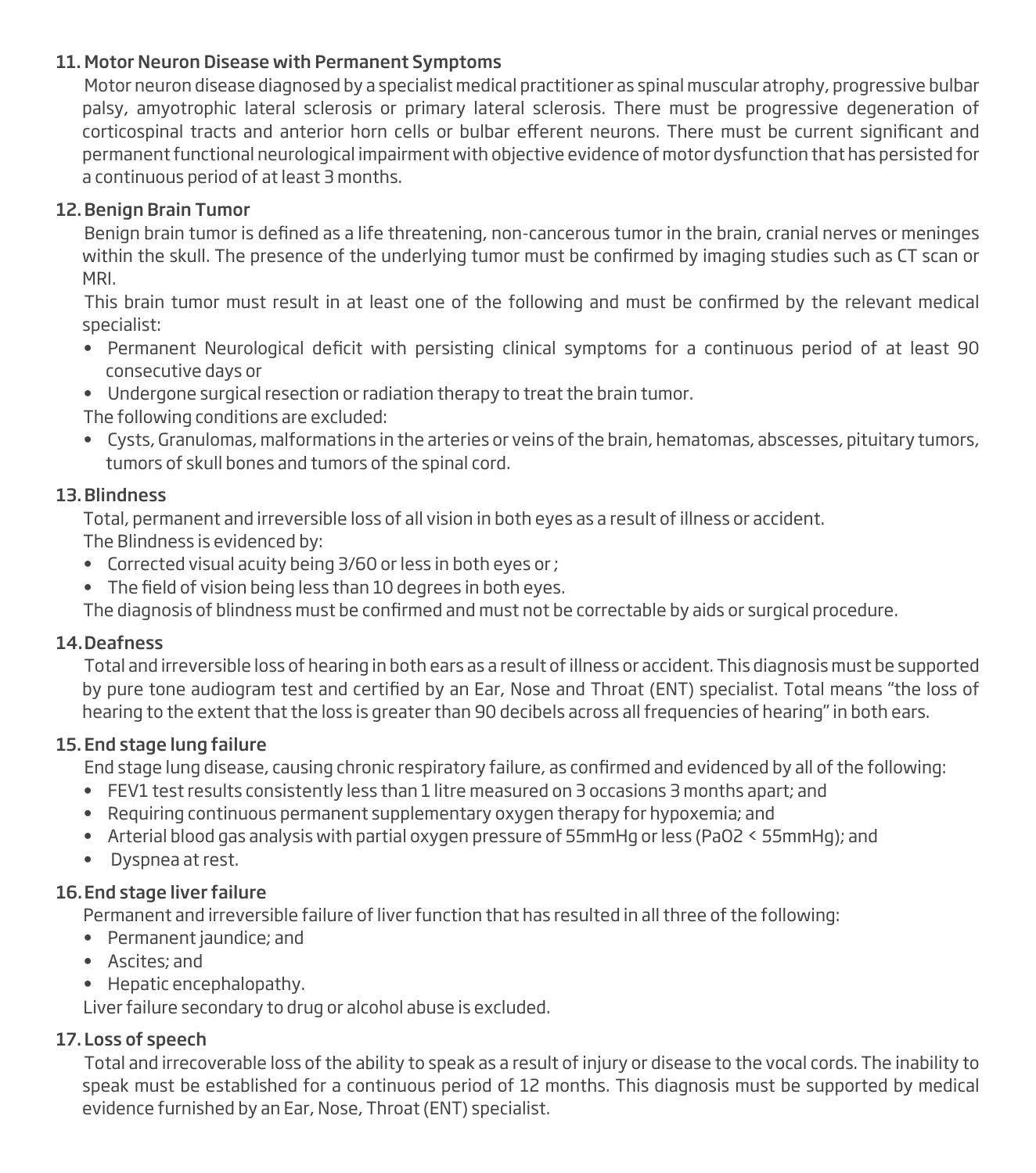### 11. Motor Neuron Disease with Permanent Symptoms

Motor neuron disease diagnosed by a specialist medical practitioner as spinal muscular atrophy, progressive bulbar palsy, amyotrophic lateral sclerosis or primary lateral sclerosis. There must be progressive degeneration of corticospinal tracts and anterior horn cells or bulbar efferent neurons. There must be current significant and permanent functional neurological impairment with objective evidence of motor dysfunction that has persisted for a continuous period of at least 3 months.

### 12. Benign Brain Tumor

Benign brain tumor is defined as a life threatening, non-cancerous tumor in the brain, cranial nerves or meninges within the skull. The presence of the underlying tumor must be confirmed by imaging studies such as CT scan or MRI.

This brain tumor must result in at least one of the following and must be confirmed by the relevant medical specialist:

- Permanent Neurological deficit with persisting clinical symptoms for a continuous period of at least 90 consecutive days or
- Undergone surgical resection or radiation therapy to treat the brain tumor.

The following conditions are excluded:

- Cysts, Granulomas, malformations in the arteries or veins of the brain, hematomas, abscesses, pituitary tumors, tumors of skull bones and tumors of the spinal cord.

### 13. Blindness

Total, permanent and irreversible loss of all vision in both eyes as a result of illness or accident.

The Blindness is evidenced by:

- Corrected visual acuity being 3/60 or less in both eyes or ;
- The field of vision being less than 10 degrees in both eyes.

The diagnosis of blindness must be confirmed and must not be correctable by aids or surgical procedure.

### 14. Deafness

Total and irreversible loss of hearing in both ears as a result of illness or accident. This diagnosis must be supported by pure tone audiogram test and certified by an Ear, Nose and Throat (ENT) specialist. Total means "the loss of hearing to the extent that the loss is greater than 90 decibels across all frequencies of hearing" in both ears.

### 15. End stage lung failure

End stage lung disease, causing chronic respiratory failure, as confirmed and evidenced by all of the following:

- FEV1 test results consistently less than 1 litre measured on 3 occasions 3 months apart; and
- Requiring continuous permanent supplementary oxygen therapy for hypoxemia; and
- Arterial blood gas analysis with partial oxygen pressure of 55mmHg or less ($PaO_2$ < 55mmHg); and
- Dyspnea at rest.

### 16. End stage liver failure

Permanent and irreversible failure of liver function that has resulted in all three of the following:

- Permanent jaundice; and
- Ascites; and
- Hepatic encephalopathy.

Liver failure secondary to drug or alcohol abuse is excluded.

### 17. Loss of speech

Total and irrecoverable loss of the ability to speak as a result of injury or disease to the vocal cords. The inability to speak must be established for a continuous period of 12 months. This diagnosis must be supported by medical evidence furnished by an Ear, Nose, Throat (ENT) specialist.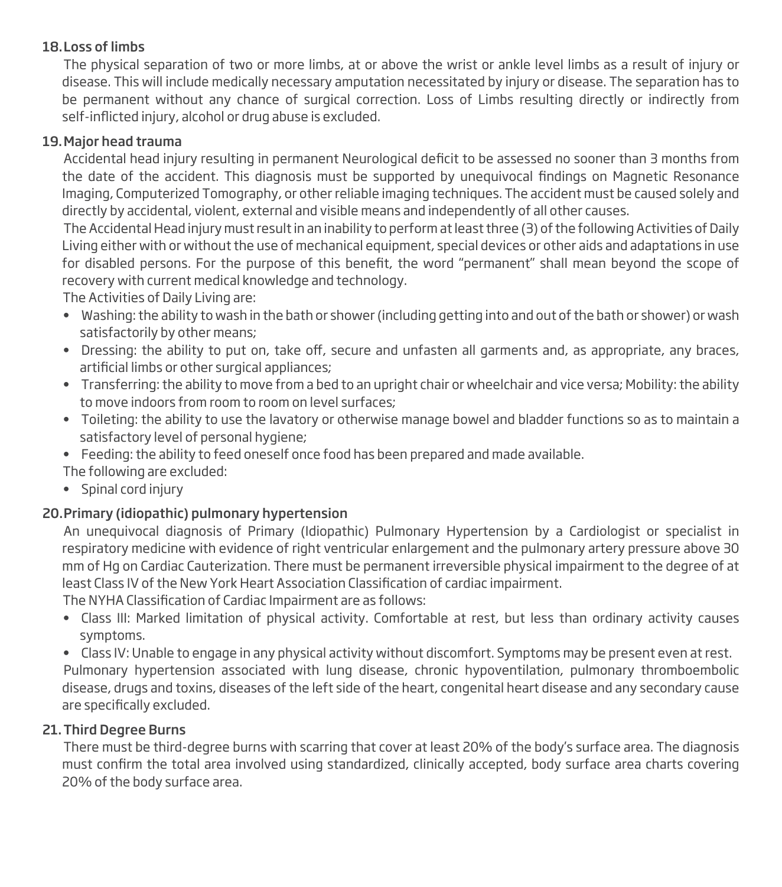### 18. Loss of limbs

The physical separation of two or more limbs, at or above the wrist or ankle level limbs as a result of injury or disease. This will include medically necessary amputation necessitated by injury or disease. The separation has to be permanent without any chance of surgical correction. Loss of Limbs resulting directly or indirectly from self-inflicted injury, alcohol or drug abuse is excluded.

### 19. Major head trauma

Accidental head injury resulting in permanent Neurological deficit to be assessed no sooner than 3 months from the date of the accident. This diagnosis must be supported by unequivocal findings on Magnetic Resonance Imaging, Computerized Tomography, or other reliable imaging techniques. The accident must be caused solely and directly by accidental, violent, external and visible means and independently of all other causes.

The Accidental Head injury must result in an inability to perform at least three (3) of the following Activities of Daily Living either with or without the use of mechanical equipment, special devices or other aids and adaptations in use for disabled persons. For the purpose of this benefit, the word "permanent" shall mean beyond the scope of recovery with current medical knowledge and technology.

The Activities of Daily Living are:

- Washing: the ability to wash in the bath or shower (including getting into and out of the bath or shower) or wash satisfactorily by other means;
- Dressing: the ability to put on, take off, secure and unfasten all garments and, as appropriate, any braces, artificial limbs or other surgical appliances;
- Transferring: the ability to move from a bed to an upright chair or wheelchair and vice versa; Mobility: the ability to move indoors from room to room on level surfaces;
- Toileting: the ability to use the lavatory or otherwise manage bowel and bladder functions so as to maintain a satisfactory level of personal hygiene;
- Feeding: the ability to feed oneself once food has been prepared and made available.

The following are excluded:

- Spinal cord injury

### 20. Primary (idiopathic) pulmonary hypertension

An unequivocal diagnosis of Primary (Idiopathic) Pulmonary Hypertension by a Cardiologist or specialist in respiratory medicine with evidence of right ventricular enlargement and the pulmonary artery pressure above 30 mm of Hg on Cardiac Cauterization. There must be permanent irreversible physical impairment to the degree of at least Class IV of the New York Heart Association Classification of cardiac impairment.

The NYHA Classification of Cardiac Impairment are as follows:

- Class III: Marked limitation of physical activity. Comfortable at rest, but less than ordinary activity causes symptoms.
- Class IV: Unable to engage in any physical activity without discomfort. Symptoms may be present even at rest.

Pulmonary hypertension associated with lung disease, chronic hypoventilation, pulmonary thromboembolic disease, drugs and toxins, diseases of the left side of the heart, congenital heart disease and any secondary cause are specifically excluded.

### 21. Third Degree Burns

There must be third-degree burns with scarring that cover at least 20% of the body's surface area. The diagnosis must confirm the total area involved using standardized, clinically accepted, body surface area charts covering 20% of the body surface area.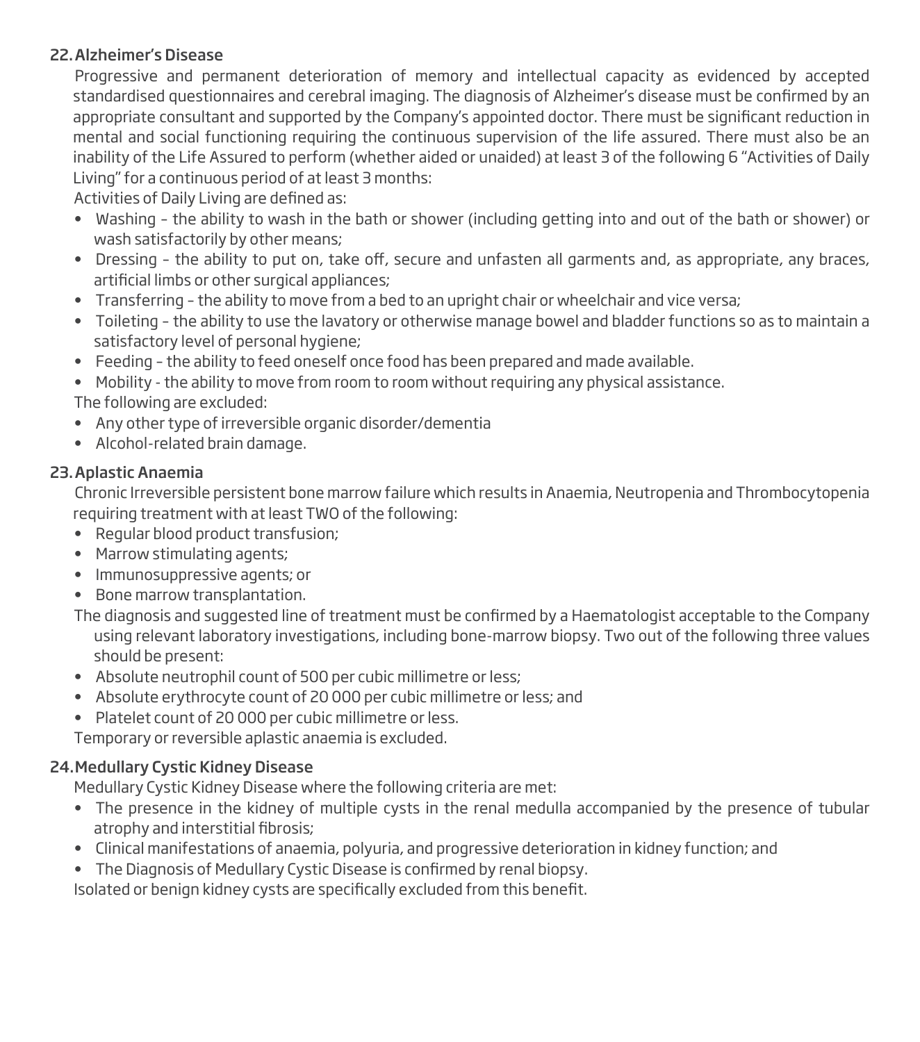### 22. Alzheimer's Disease

Progressive and permanent deterioration of memory and intellectual capacity as evidenced by accepted standardised questionnaires and cerebral imaging. The diagnosis of Alzheimer's disease must be confirmed by an appropriate consultant and supported by the Company's appointed doctor. There must be significant reduction in mental and social functioning requiring the continuous supervision of the life assured. There must also be an inability of the Life Assured to perform (whether aided or unaided) at least 3 of the following 6 "Activities of Daily Living" for a continuous period of at least 3 months:

Activities of Daily Living are defined as:

- Washing – the ability to wash in the bath or shower (including getting into and out of the bath or shower) or wash satisfactorily by other means;
- Dressing – the ability to put on, take off, secure and unfasten all garments and, as appropriate, any braces, artificial limbs or other surgical appliances;
- Transferring – the ability to move from a bed to an upright chair or wheelchair and vice versa;
- Toileting – the ability to use the lavatory or otherwise manage bowel and bladder functions so as to maintain a satisfactory level of personal hygiene;
- Feeding – the ability to feed oneself once food has been prepared and made available.
- Mobility - the ability to move from room to room without requiring any physical assistance.

The following are excluded:

- Any other type of irreversible organic disorder/dementia
- Alcohol-related brain damage.

### 23. Aplastic Anaemia

Chronic Irreversible persistent bone marrow failure which results in Anaemia, Neutropenia and Thrombocytopenia requiring treatment with at least TWO of the following:

- Regular blood product transfusion;
- Marrow stimulating agents;
- Immunosuppressive agents; or
- Bone marrow transplantation.

The diagnosis and suggested line of treatment must be confirmed by a Haematologist acceptable to the Company using relevant laboratory investigations, including bone-marrow biopsy. Two out of the following three values should be present:

- Absolute neutrophil count of 500 per cubic millimetre or less;
- Absolute erythrocyte count of 20 000 per cubic millimetre or less; and
- Platelet count of 20 000 per cubic millimetre or less.

Temporary or reversible aplastic anaemia is excluded.

### 24. Medullary Cystic Kidney Disease

Medullary Cystic Kidney Disease where the following criteria are met:

- The presence in the kidney of multiple cysts in the renal medulla accompanied by the presence of tubular atrophy and interstitial fibrosis;
- Clinical manifestations of anaemia, polyuria, and progressive deterioration in kidney function; and
- The Diagnosis of Medullary Cystic Disease is confirmed by renal biopsy.

Isolated or benign kidney cysts are specifically excluded from this benefit.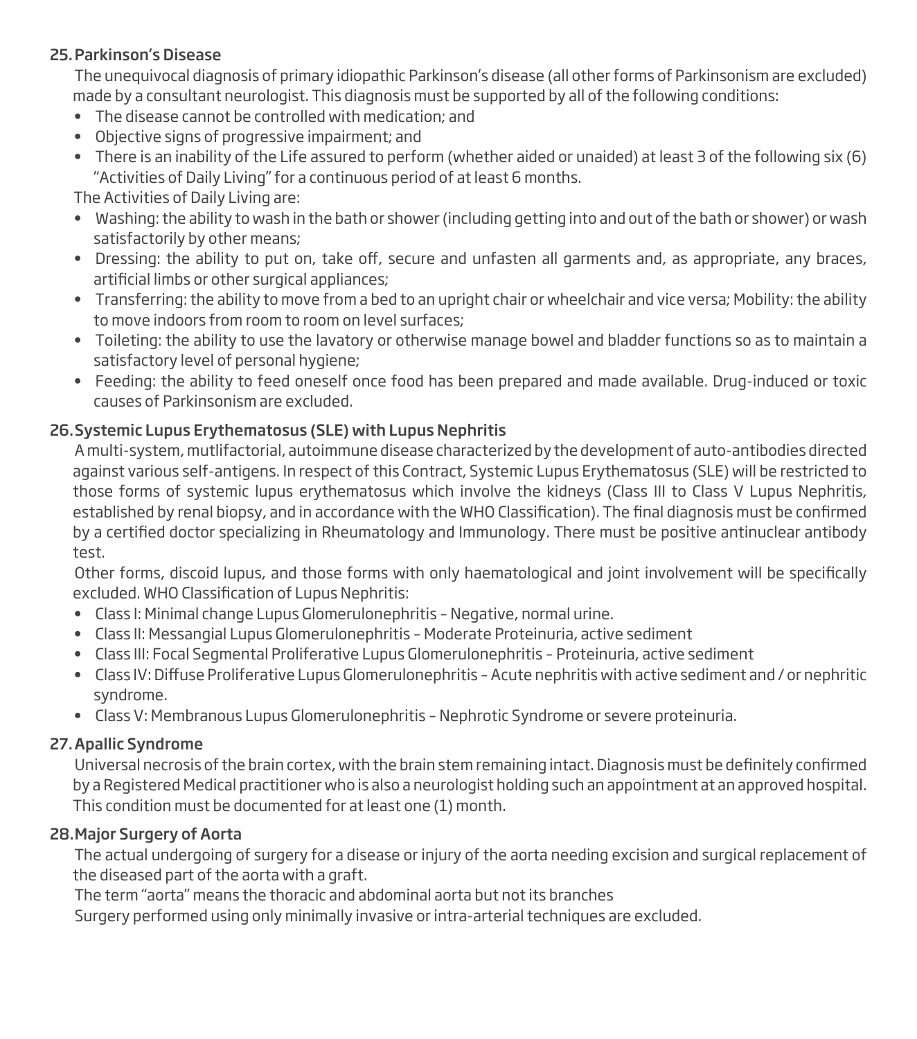### 25. Parkinson's Disease

The unequivocal diagnosis of primary idiopathic Parkinson's disease (all other forms of Parkinsonism are excluded) made by a consultant neurologist. This diagnosis must be supported by all of the following conditions:

- The disease cannot be controlled with medication; and
- Objective signs of progressive impairment; and
- There is an inability of the Life assured to perform (whether aided or unaided) at least 3 of the following six (6) "Activities of Daily Living" for a continuous period of at least 6 months.

The Activities of Daily Living are:

- Washing: the ability to wash in the bath or shower (including getting into and out of the bath or shower) or wash satisfactorily by other means;
- Dressing: the ability to put on, take off, secure and unfasten all garments and, as appropriate, any braces, artificial limbs or other surgical appliances;
- Transferring: the ability to move from a bed to an upright chair or wheelchair and vice versa; Mobility: the ability to move indoors from room to room on level surfaces;
- Toileting: the ability to use the lavatory or otherwise manage bowel and bladder functions so as to maintain a satisfactory level of personal hygiene;
- Feeding: the ability to feed oneself once food has been prepared and made available. Drug-induced or toxic causes of Parkinsonism are excluded.

### 26. Systemic Lupus Erythematosus (SLE) with Lupus Nephritis

A multi-system, mutlifactorial, autoimmune disease characterized by the development of auto-antibodies directed against various self-antigens. In respect of this Contract, Systemic Lupus Erythematosus (SLE) will be restricted to those forms of systemic lupus erythematosus which involve the kidneys (Class III to Class V Lupus Nephritis, established by renal biopsy, and in accordance with the WHO Classification). The final diagnosis must be confirmed by a certified doctor specializing in Rheumatology and Immunology. There must be positive antinuclear antibody test.

Other forms, discoid lupus, and those forms with only haematological and joint involvement will be specifically excluded. WHO Classification of Lupus Nephritis:

- Class I: Minimal change Lupus Glomerulonephritis – Negative, normal urine.
- Class II: Messangial Lupus Glomerulonephritis – Moderate Proteinuria, active sediment
- Class III: Focal Segmental Proliferative Lupus Glomerulonephritis – Proteinuria, active sediment
- Class IV: Diffuse Proliferative Lupus Glomerulonephritis – Acute nephritis with active sediment and / or nephritic syndrome.
- Class V: Membranous Lupus Glomerulonephritis – Nephrotic Syndrome or severe proteinuria.

### 27. Apallic Syndrome

Universal necrosis of the brain cortex, with the brain stem remaining intact. Diagnosis must be definitely confirmed by a Registered Medical practitioner who is also a neurologist holding such an appointment at an approved hospital. This condition must be documented for at least one (1) month.

### 28. Major Surgery of Aorta

The actual undergoing of surgery for a disease or injury of the aorta needing excision and surgical replacement of the diseased part of the aorta with a graft.

The term "aorta" means the thoracic and abdominal aorta but not its branches

Surgery performed using only minimally invasive or intra-arterial techniques are excluded.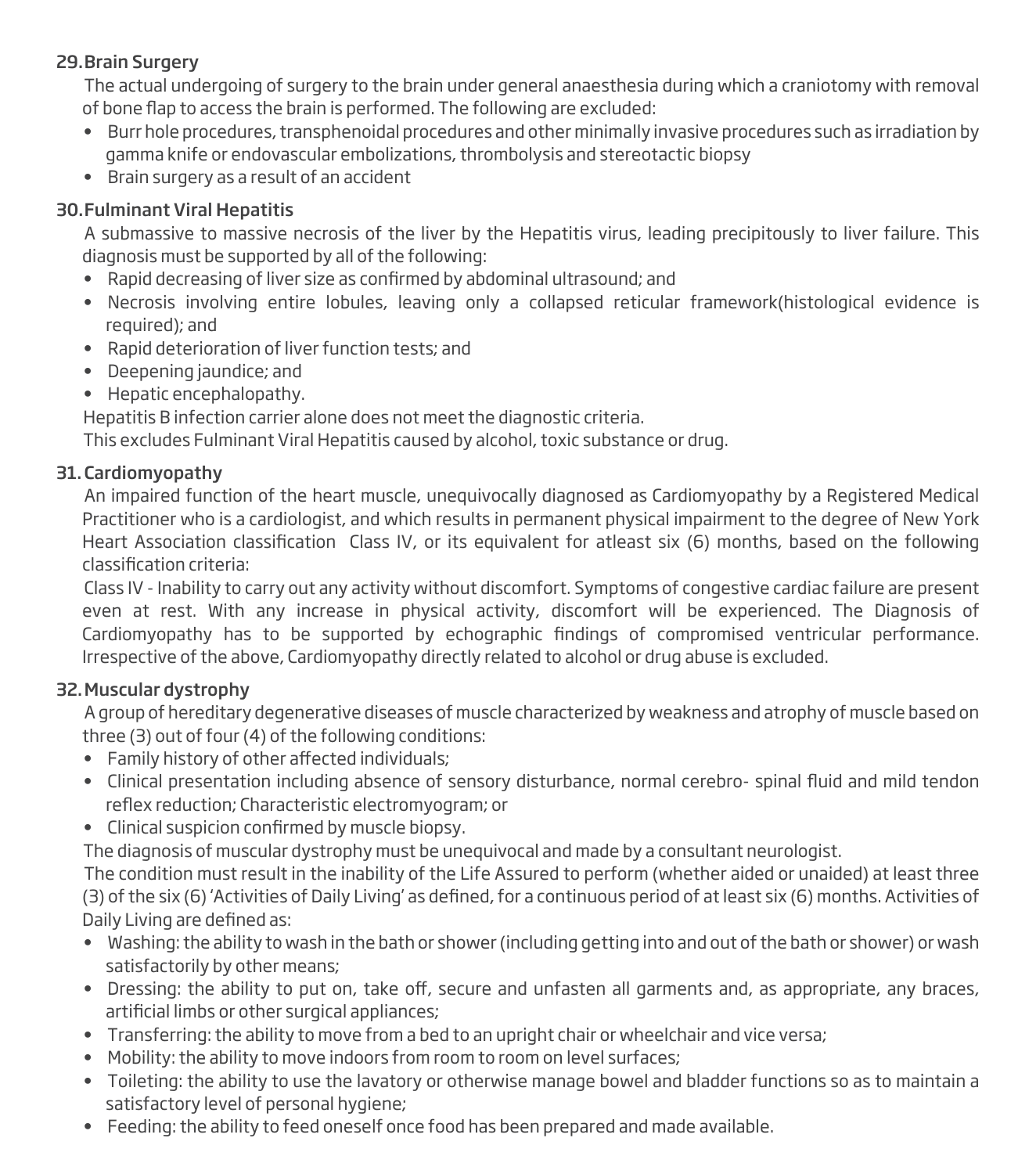### 29. Brain Surgery

The actual undergoing of surgery to the brain under general anaesthesia during which a craniotomy with removal of bone flap to access the brain is performed. The following are excluded:

- Burr hole procedures, transphenoidal procedures and other minimally invasive procedures such as irradiation by gamma knife or endovascular embolizations, thrombolysis and stereotactic biopsy
- Brain surgery as a result of an accident

### 30. Fulminant Viral Hepatitis

A submassive to massive necrosis of the liver by the Hepatitis virus, leading precipitously to liver failure. This diagnosis must be supported by all of the following:

- Rapid decreasing of liver size as confirmed by abdominal ultrasound; and
- Necrosis involving entire lobules, leaving only a collapsed reticular framework(histological evidence is required); and
- Rapid deterioration of liver function tests; and
- Deepening jaundice; and
- Hepatic encephalopathy.

Hepatitis B infection carrier alone does not meet the diagnostic criteria.

This excludes Fulminant Viral Hepatitis caused by alcohol, toxic substance or drug.

### 31. Cardiomyopathy

An impaired function of the heart muscle, unequivocally diagnosed as Cardiomyopathy by a Registered Medical Practitioner who is a cardiologist, and which results in permanent physical impairment to the degree of New York Heart Association classification Class IV, or its equivalent for atleast six (6) months, based on the following classification criteria:

Class IV - Inability to carry out any activity without discomfort. Symptoms of congestive cardiac failure are present even at rest. With any increase in physical activity, discomfort will be experienced. The Diagnosis of Cardiomyopathy has to be supported by echographic findings of compromised ventricular performance. Irrespective of the above, Cardiomyopathy directly related to alcohol or drug abuse is excluded.

### 32. Muscular dystrophy

A group of hereditary degenerative diseases of muscle characterized by weakness and atrophy of muscle based on three (3) out of four (4) of the following conditions:

- Family history of other affected individuals;
- Clinical presentation including absence of sensory disturbance, normal cerebro- spinal fluid and mild tendon reflex reduction; Characteristic electromyogram; or
- Clinical suspicion confirmed by muscle biopsy.

The diagnosis of muscular dystrophy must be unequivocal and made by a consultant neurologist.

The condition must result in the inability of the Life Assured to perform (whether aided or unaided) at least three (3) of the six (6) 'Activities of Daily Living' as defined, for a continuous period of at least six (6) months. Activities of Daily Living are defined as:

- Washing: the ability to wash in the bath or shower (including getting into and out of the bath or shower) or wash satisfactorily by other means;
- Dressing: the ability to put on, take off, secure and unfasten all garments and, as appropriate, any braces, artificial limbs or other surgical appliances;
- Transferring: the ability to move from a bed to an upright chair or wheelchair and vice versa;
- Mobility: the ability to move indoors from room to room on level surfaces;
- Toileting: the ability to use the lavatory or otherwise manage bowel and bladder functions so as to maintain a satisfactory level of personal hygiene;
- Feeding: the ability to feed oneself once food has been prepared and made available.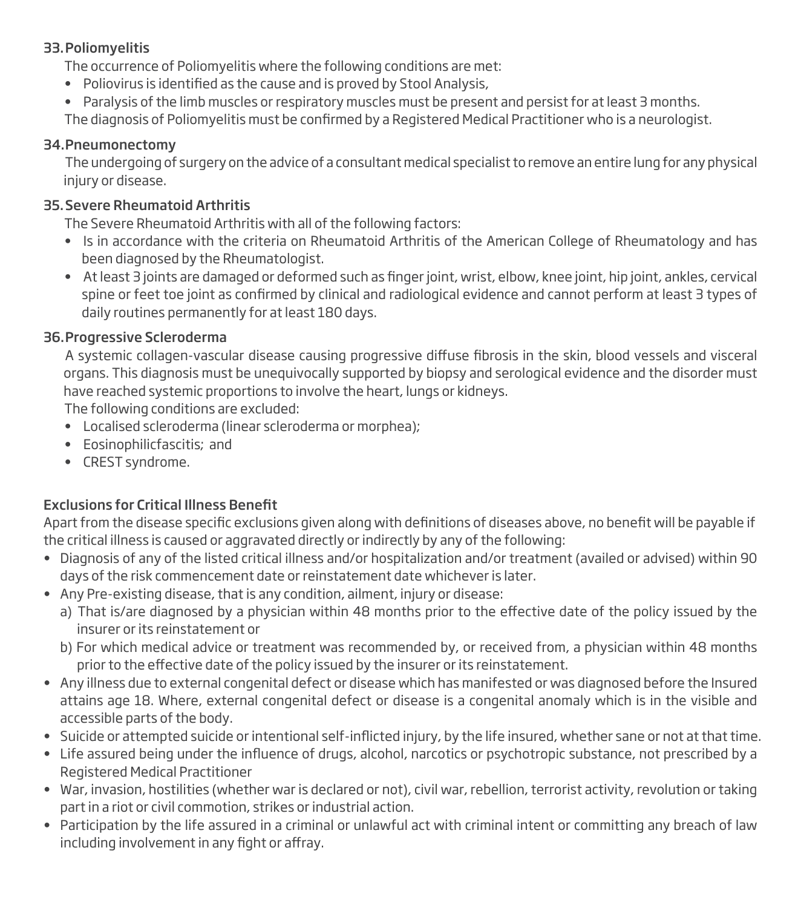### 33. Poliomyelitis

The occurrence of Poliomyelitis where the following conditions are met:

- Poliovirus is identified as the cause and is proved by Stool Analysis,
- Paralysis of the limb muscles or respiratory muscles must be present and persist for at least 3 months.

The diagnosis of Poliomyelitis must be confirmed by a Registered Medical Practitioner who is a neurologist.

### 34. Pneumonectomy

The undergoing of surgery on the advice of a consultant medical specialist to remove an entire lung for any physical injury or disease.

### 35. Severe Rheumatoid Arthritis

The Severe Rheumatoid Arthritis with all of the following factors:

- Is in accordance with the criteria on Rheumatoid Arthritis of the American College of Rheumatology and has been diagnosed by the Rheumatologist.
- At least 3 joints are damaged or deformed such as finger joint, wrist, elbow, knee joint, hip joint, ankles, cervical spine or feet toe joint as confirmed by clinical and radiological evidence and cannot perform at least 3 types of daily routines permanently for at least 180 days.

### 36. Progressive Scleroderma

A systemic collagen-vascular disease causing progressive diffuse fibrosis in the skin, blood vessels and visceral organs. This diagnosis must be unequivocally supported by biopsy and serological evidence and the disorder must have reached systemic proportions to involve the heart, lungs or kidneys.

The following conditions are excluded:

- Localised scleroderma (linear scleroderma or morphea);
- Eosinophilicfascitis; and
- CREST syndrome.

### Exclusions for Critical Illness Benefit

Apart from the disease specific exclusions given along with definitions of diseases above, no benefit will be payable if the critical illness is caused or aggravated directly or indirectly by any of the following:

- Diagnosis of any of the listed critical illness and/or hospitalization and/or treatment (availed or advised) within 90 days of the risk commencement date or reinstatement date whichever is later.
- Any Pre-existing disease, that is any condition, ailment, injury or disease:
  - a) That is/are diagnosed by a physician within 48 months prior to the effective date of the policy issued by the insurer or its reinstatement or
  - b) For which medical advice or treatment was recommended by, or received from, a physician within 48 months prior to the effective date of the policy issued by the insurer or its reinstatement.
- Any illness due to external congenital defect or disease which has manifested or was diagnosed before the Insured attains age 18. Where, external congenital defect or disease is a congenital anomaly which is in the visible and accessible parts of the body.
- Suicide or attempted suicide or intentional self-inflicted injury, by the life insured, whether sane or not at that time.
- Life assured being under the influence of drugs, alcohol, narcotics or psychotropic substance, not prescribed by a Registered Medical Practitioner
- War, invasion, hostilities (whether war is declared or not), civil war, rebellion, terrorist activity, revolution or taking part in a riot or civil commotion, strikes or industrial action.
- Participation by the life assured in a criminal or unlawful act with criminal intent or committing any breach of law including involvement in any fight or affray.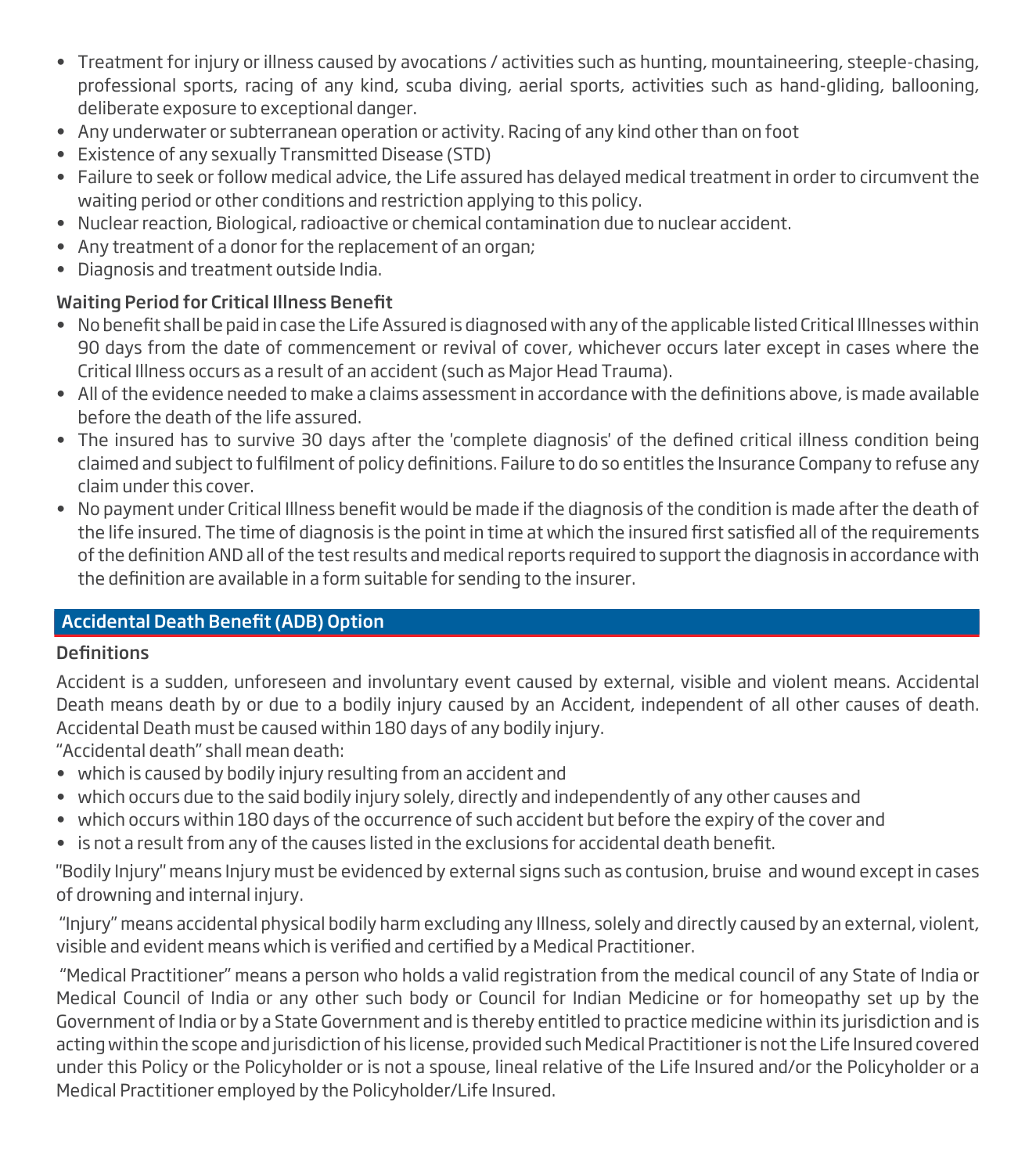- Treatment for injury or illness caused by avocations / activities such as hunting, mountaineering, steeple-chasing, professional sports, racing of any kind, scuba diving, aerial sports, activities such as hand-gliding, ballooning, deliberate exposure to exceptional danger.
- Any underwater or subterranean operation or activity. Racing of any kind other than on foot
- Existence of any sexually Transmitted Disease (STD)
- Failure to seek or follow medical advice, the Life assured has delayed medical treatment in order to circumvent the waiting period or other conditions and restriction applying to this policy.
- Nuclear reaction, Biological, radioactive or chemical contamination due to nuclear accident.
- Any treatment of a donor for the replacement of an organ;
- Diagnosis and treatment outside India.

### Waiting Period for Critical Illness Benefit

- No benefit shall be paid in case the Life Assured is diagnosed with any of the applicable listed Critical Illnesses within 90 days from the date of commencement or revival of cover, whichever occurs later except in cases where the Critical Illness occurs as a result of an accident (such as Major Head Trauma).
- All of the evidence needed to make a claims assessment in accordance with the definitions above, is made available before the death of the life assured.
- The insured has to survive 30 days after the 'complete diagnosis' of the defined critical illness condition being claimed and subject to fulfilment of policy definitions. Failure to do so entitles the Insurance Company to refuse any claim under this cover.
- No payment under Critical Illness benefit would be made if the diagnosis of the condition is made after the death of the life insured. The time of diagnosis is the point in time at which the insured first satisfied all of the requirements of the definition AND all of the test results and medical reports required to support the diagnosis in accordance with the definition are available in a form suitable for sending to the insurer.

## Accidental Death Benefit (ADB) Option

### Definitions

Accident is a sudden, unforeseen and involuntary event caused by external, visible and violent means. Accidental Death means death by or due to a bodily injury caused by an Accident, independent of all other causes of death. Accidental Death must be caused within 180 days of any bodily injury.

"Accidental death" shall mean death:

- which is caused by bodily injury resulting from an accident and
- which occurs due to the said bodily injury solely, directly and independently of any other causes and
- which occurs within 180 days of the occurrence of such accident but before the expiry of the cover and
- is not a result from any of the causes listed in the exclusions for accidental death benefit.

"Bodily Injury" means Injury must be evidenced by external signs such as contusion, bruise and wound except in cases of drowning and internal injury.

"Injury" means accidental physical bodily harm excluding any Illness, solely and directly caused by an external, violent, visible and evident means which is verified and certified by a Medical Practitioner.

"Medical Practitioner" means a person who holds a valid registration from the medical council of any State of India or Medical Council of India or any other such body or Council for Indian Medicine or for homeopathy set up by the Government of India or by a State Government and is thereby entitled to practice medicine within its jurisdiction and is acting within the scope and jurisdiction of his license, provided such Medical Practitioner is not the Life Insured covered under this Policy or the Policyholder or is not a spouse, lineal relative of the Life Insured and/or the Policyholder or a Medical Practitioner employed by the Policyholder/Life Insured.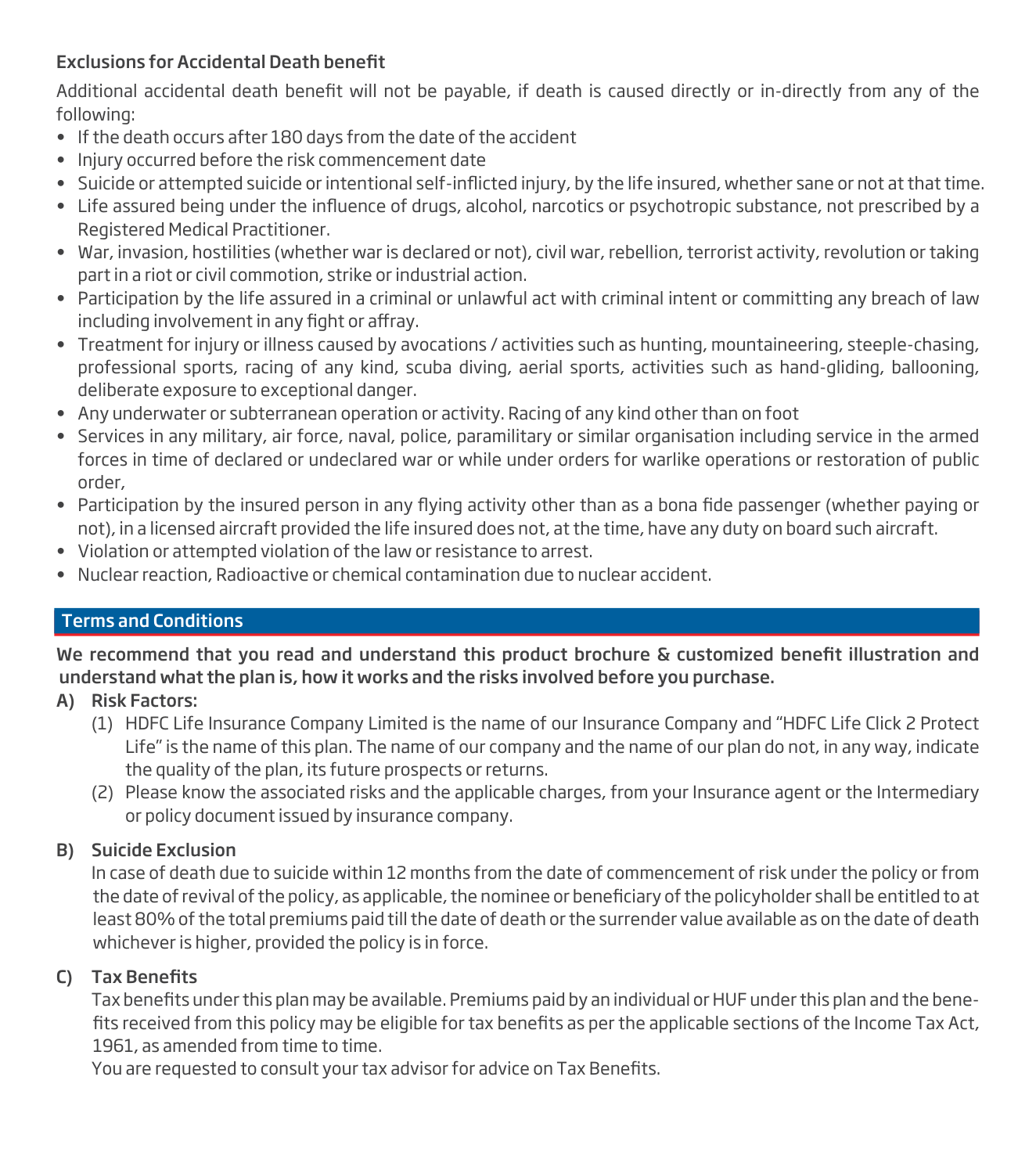### Exclusions for Accidental Death benefit

Additional accidental death benefit will not be payable, if death is caused directly or in-directly from any of the following:

- If the death occurs after 180 days from the date of the accident
- Injury occurred before the risk commencement date
- Suicide or attempted suicide or intentional self-inflicted injury, by the life insured, whether sane or not at that time.
- Life assured being under the influence of drugs, alcohol, narcotics or psychotropic substance, not prescribed by a Registered Medical Practitioner.
- War, invasion, hostilities (whether war is declared or not), civil war, rebellion, terrorist activity, revolution or taking part in a riot or civil commotion, strike or industrial action.
- Participation by the life assured in a criminal or unlawful act with criminal intent or committing any breach of law including involvement in any fight or affray.
- Treatment for injury or illness caused by avocations / activities such as hunting, mountaineering, steeple-chasing, professional sports, racing of any kind, scuba diving, aerial sports, activities such as hand-gliding, ballooning, deliberate exposure to exceptional danger.
- Any underwater or subterranean operation or activity. Racing of any kind other than on foot
- Services in any military, air force, naval, police, paramilitary or similar organisation including service in the armed forces in time of declared or undeclared war or while under orders for warlike operations or restoration of public order,
- Participation by the insured person in any flying activity other than as a bona fide passenger (whether paying or not), in a licensed aircraft provided the life insured does not, at the time, have any duty on board such aircraft.
- Violation or attempted violation of the law or resistance to arrest.
- Nuclear reaction, Radioactive or chemical contamination due to nuclear accident.

## Terms and Conditions

**We recommend that you read and understand this product brochure & customized benefit illustration and understand what the plan is, how it works and the risks involved before you purchase.**

**A) Risk Factors:**

(1) HDFC Life Insurance Company Limited is the name of our Insurance Company and "HDFC Life Click 2 Protect Life" is the name of this plan. The name of our company and the name of our plan do not, in any way, indicate the quality of the plan, its future prospects or returns.

(2) Please know the associated risks and the applicable charges, from your Insurance agent or the Intermediary or policy document issued by insurance company.

**B) Suicide Exclusion**

In case of death due to suicide within 12 months from the date of commencement of risk under the policy or from the date of revival of the policy, as applicable, the nominee or beneficiary of the policyholder shall be entitled to at least 80% of the total premiums paid till the date of death or the surrender value available as on the date of death whichever is higher, provided the policy is in force.

**C) Tax Benefits**

Tax benefits under this plan may be available. Premiums paid by an individual or HUF under this plan and the benefits received from this policy may be eligible for tax benefits as per the applicable sections of the Income Tax Act, 1961, as amended from time to time.

You are requested to consult your tax advisor for advice on Tax Benefits.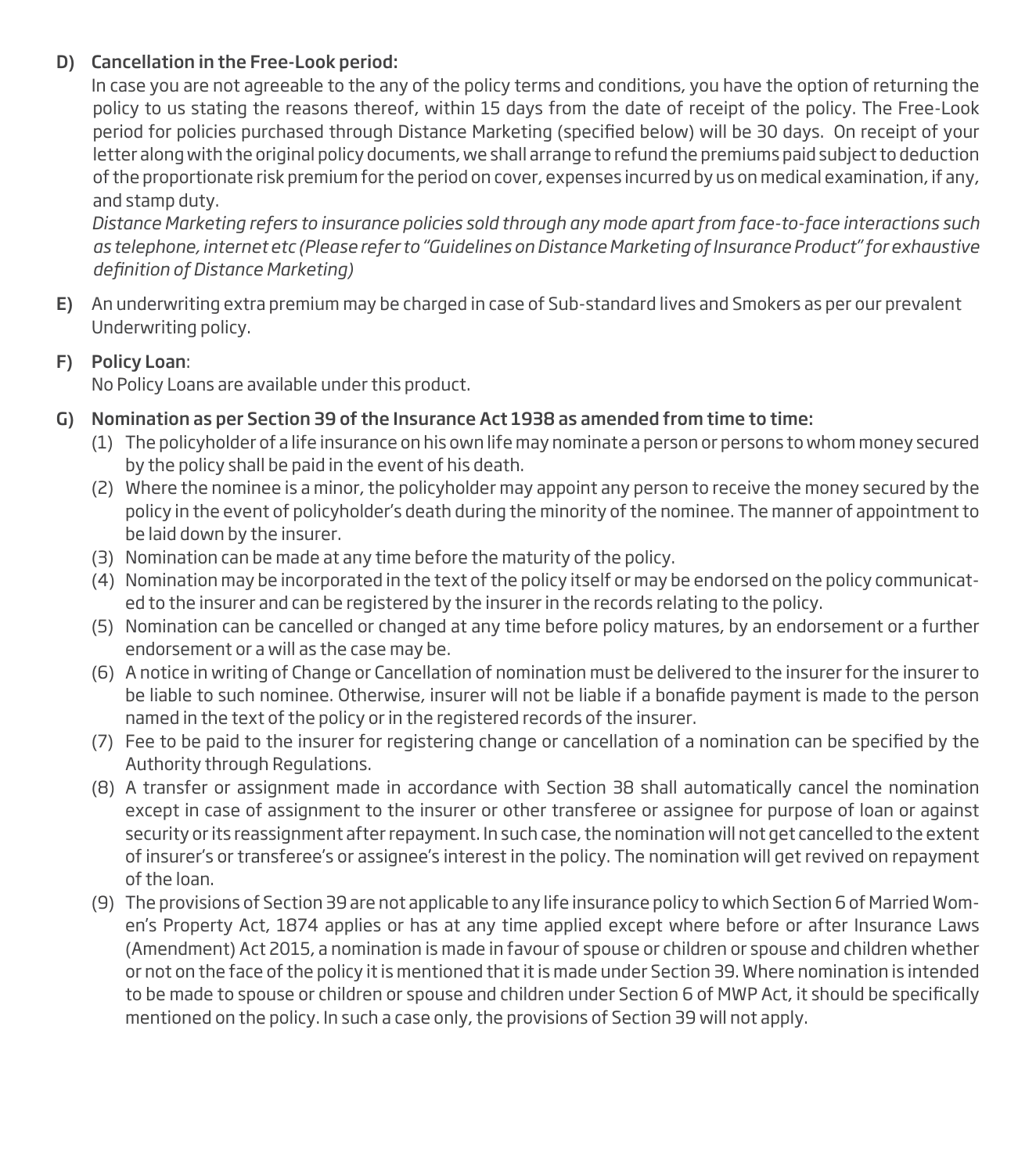**D) Cancellation in the Free-Look period:**

In case you are not agreeable to the any of the policy terms and conditions, you have the option of returning the policy to us stating the reasons thereof, within 15 days from the date of receipt of the policy. The Free-Look period for policies purchased through Distance Marketing (specified below) will be 30 days. On receipt of your letter along with the original policy documents, we shall arrange to refund the premiums paid subject to deduction of the proportionate risk premium for the period on cover, expenses incurred by us on medical examination, if any, and stamp duty.

*Distance Marketing refers to insurance policies sold through any mode apart from face-to-face interactions such as telephone, internet etc (Please refer to "Guidelines on Distance Marketing of Insurance Product" for exhaustive definition of Distance Marketing)*

**E)** An underwriting extra premium may be charged in case of Sub-standard lives and Smokers as per our prevalent Underwriting policy.

**F) Policy Loan**:

No Policy Loans are available under this product.

**G) Nomination as per Section 39 of the Insurance Act 1938 as amended from time to time:**

(1) The policyholder of a life insurance on his own life may nominate a person or persons to whom money secured by the policy shall be paid in the event of his death.

(2) Where the nominee is a minor, the policyholder may appoint any person to receive the money secured by the policy in the event of policyholder's death during the minority of the nominee. The manner of appointment to be laid down by the insurer.

(3) Nomination can be made at any time before the maturity of the policy.

(4) Nomination may be incorporated in the text of the policy itself or may be endorsed on the policy communicated to the insurer and can be registered by the insurer in the records relating to the policy.

(5) Nomination can be cancelled or changed at any time before policy matures, by an endorsement or a further endorsement or a will as the case may be.

(6) A notice in writing of Change or Cancellation of nomination must be delivered to the insurer for the insurer to be liable to such nominee. Otherwise, insurer will not be liable if a bonafide payment is made to the person named in the text of the policy or in the registered records of the insurer.

(7) Fee to be paid to the insurer for registering change or cancellation of a nomination can be specified by the Authority through Regulations.

(8) A transfer or assignment made in accordance with Section 38 shall automatically cancel the nomination except in case of assignment to the insurer or other transferee or assignee for purpose of loan or against security or its reassignment after repayment. In such case, the nomination will not get cancelled to the extent of insurer's or transferee's or assignee's interest in the policy. The nomination will get revived on repayment of the loan.

(9) The provisions of Section 39 are not applicable to any life insurance policy to which Section 6 of Married Women's Property Act, 1874 applies or has at any time applied except where before or after Insurance Laws (Amendment) Act 2015, a nomination is made in favour of spouse or children or spouse and children whether or not on the face of the policy it is mentioned that it is made under Section 39. Where nomination is intended to be made to spouse or children or spouse and children under Section 6 of MWP Act, it should be specifically mentioned on the policy. In such a case only, the provisions of Section 39 will not apply.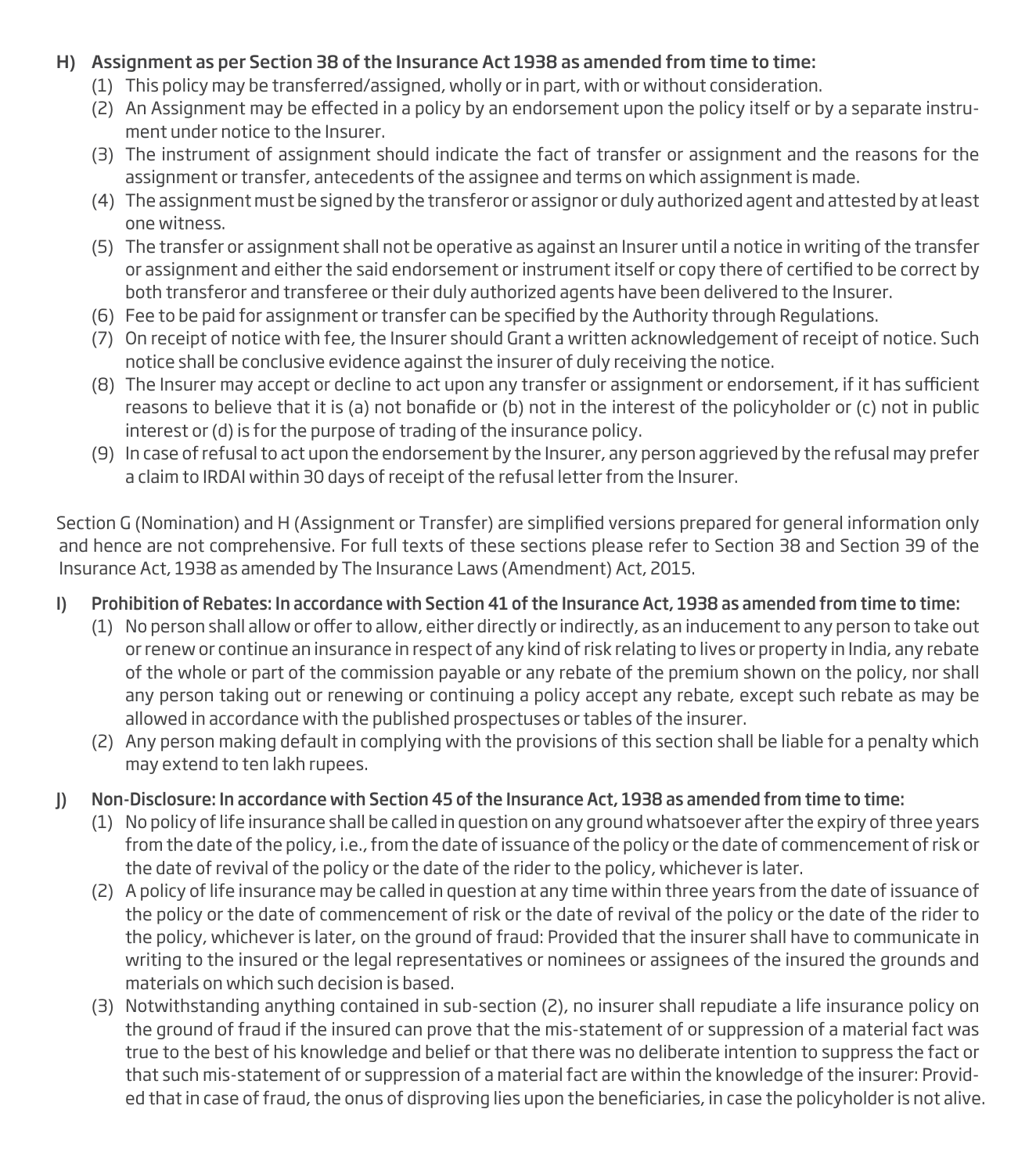## H) Assignment as per Section 38 of the Insurance Act 1938 as amended from time to time:

(1) This policy may be transferred/assigned, wholly or in part, with or without consideration.

(2) An Assignment may be effected in a policy by an endorsement upon the policy itself or by a separate instrument under notice to the Insurer.

(3) The instrument of assignment should indicate the fact of transfer or assignment and the reasons for the assignment or transfer, antecedents of the assignee and terms on which assignment is made.

(4) The assignment must be signed by the transferor or assignor or duly authorized agent and attested by at least one witness.

(5) The transfer or assignment shall not be operative as against an Insurer until a notice in writing of the transfer or assignment and either the said endorsement or instrument itself or copy there of certified to be correct by both transferor and transferee or their duly authorized agents have been delivered to the Insurer.

(6) Fee to be paid for assignment or transfer can be specified by the Authority through Regulations.

(7) On receipt of notice with fee, the Insurer should Grant a written acknowledgement of receipt of notice. Such notice shall be conclusive evidence against the insurer of duly receiving the notice.

(8) The Insurer may accept or decline to act upon any transfer or assignment or endorsement, if it has sufficient reasons to believe that it is (a) not bonafide or (b) not in the interest of the policyholder or (c) not in public interest or (d) is for the purpose of trading of the insurance policy.

(9) In case of refusal to act upon the endorsement by the Insurer, any person aggrieved by the refusal may prefer a claim to IRDAI within 30 days of receipt of the refusal letter from the Insurer.

Section G (Nomination) and H (Assignment or Transfer) are simplified versions prepared for general information only and hence are not comprehensive. For full texts of these sections please refer to Section 38 and Section 39 of the Insurance Act, 1938 as amended by The Insurance Laws (Amendment) Act, 2015.

## I) Prohibition of Rebates: In accordance with Section 41 of the Insurance Act, 1938 as amended from time to time:

(1) No person shall allow or offer to allow, either directly or indirectly, as an inducement to any person to take out or renew or continue an insurance in respect of any kind of risk relating to lives or property in India, any rebate of the whole or part of the commission payable or any rebate of the premium shown on the policy, nor shall any person taking out or renewing or continuing a policy accept any rebate, except such rebate as may be allowed in accordance with the published prospectuses or tables of the insurer.

(2) Any person making default in complying with the provisions of this section shall be liable for a penalty which may extend to ten lakh rupees.

## J) Non-Disclosure: In accordance with Section 45 of the Insurance Act, 1938 as amended from time to time:

(1) No policy of life insurance shall be called in question on any ground whatsoever after the expiry of three years from the date of the policy, i.e., from the date of issuance of the policy or the date of commencement of risk or the date of revival of the policy or the date of the rider to the policy, whichever is later.

(2) A policy of life insurance may be called in question at any time within three years from the date of issuance of the policy or the date of commencement of risk or the date of revival of the policy or the date of the rider to the policy, whichever is later, on the ground of fraud: Provided that the insurer shall have to communicate in writing to the insured or the legal representatives or nominees or assignees of the insured the grounds and materials on which such decision is based.

(3) Notwithstanding anything contained in sub-section (2), no insurer shall repudiate a life insurance policy on the ground of fraud if the insured can prove that the mis-statement of or suppression of a material fact was true to the best of his knowledge and belief or that there was no deliberate intention to suppress the fact or that such mis-statement of or suppression of a material fact are within the knowledge of the insurer: Provided that in case of fraud, the onus of disproving lies upon the beneficiaries, in case the policyholder is not alive.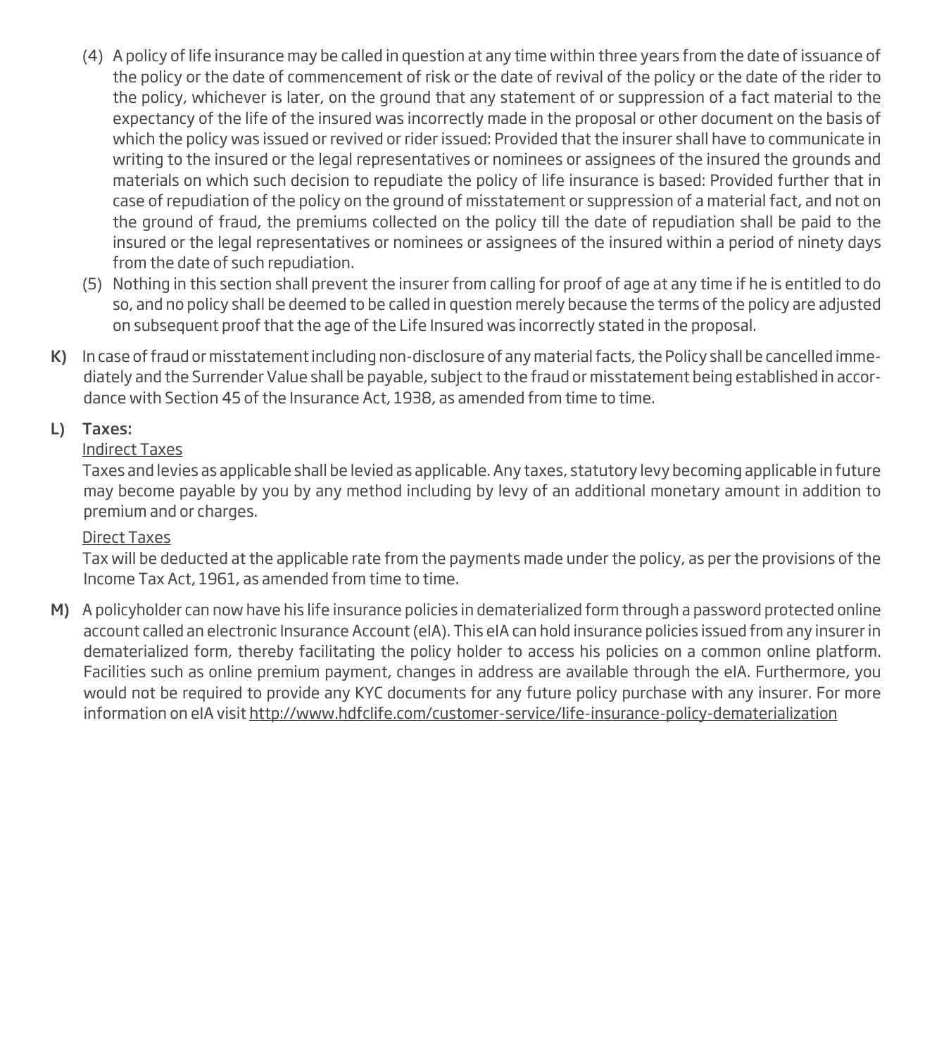(4) A policy of life insurance may be called in question at any time within three years from the date of issuance of the policy or the date of commencement of risk or the date of revival of the policy or the date of the rider to the policy, whichever is later, on the ground that any statement of or suppression of a fact material to the expectancy of the life of the insured was incorrectly made in the proposal or other document on the basis of which the policy was issued or revived or rider issued: Provided that the insurer shall have to communicate in writing to the insured or the legal representatives or nominees or assignees of the insured the grounds and materials on which such decision to repudiate the policy of life insurance is based: Provided further that in case of repudiation of the policy on the ground of misstatement or suppression of a material fact, and not on the ground of fraud, the premiums collected on the policy till the date of repudiation shall be paid to the insured or the legal representatives or nominees or assignees of the insured within a period of ninety days from the date of such repudiation.

(5) Nothing in this section shall prevent the insurer from calling for proof of age at any time if he is entitled to do so, and no policy shall be deemed to be called in question merely because the terms of the policy are adjusted on subsequent proof that the age of the Life Insured was incorrectly stated in the proposal.

**K)** In case of fraud or misstatement including non-disclosure of any material facts, the Policy shall be cancelled immediately and the Surrender Value shall be payable, subject to the fraud or misstatement being established in accordance with Section 45 of the Insurance Act, 1938, as amended from time to time.

**L) Taxes:**

Indirect Taxes

Taxes and levies as applicable shall be levied as applicable. Any taxes, statutory levy becoming applicable in future may become payable by you by any method including by levy of an additional monetary amount in addition to premium and or charges.

Direct Taxes

Tax will be deducted at the applicable rate from the payments made under the policy, as per the provisions of the Income Tax Act, 1961, as amended from time to time.

**M)** A policyholder can now have his life insurance policies in dematerialized form through a password protected online account called an electronic Insurance Account (eIA). This eIA can hold insurance policies issued from any insurer in dematerialized form, thereby facilitating the policy holder to access his policies on a common online platform. Facilities such as online premium payment, changes in address are available through the eIA. Furthermore, you would not be required to provide any KYC documents for any future policy purchase with any insurer. For more information on eIA visit http://www.hdfclife.com/customer-service/life-insurance-policy-dematerialization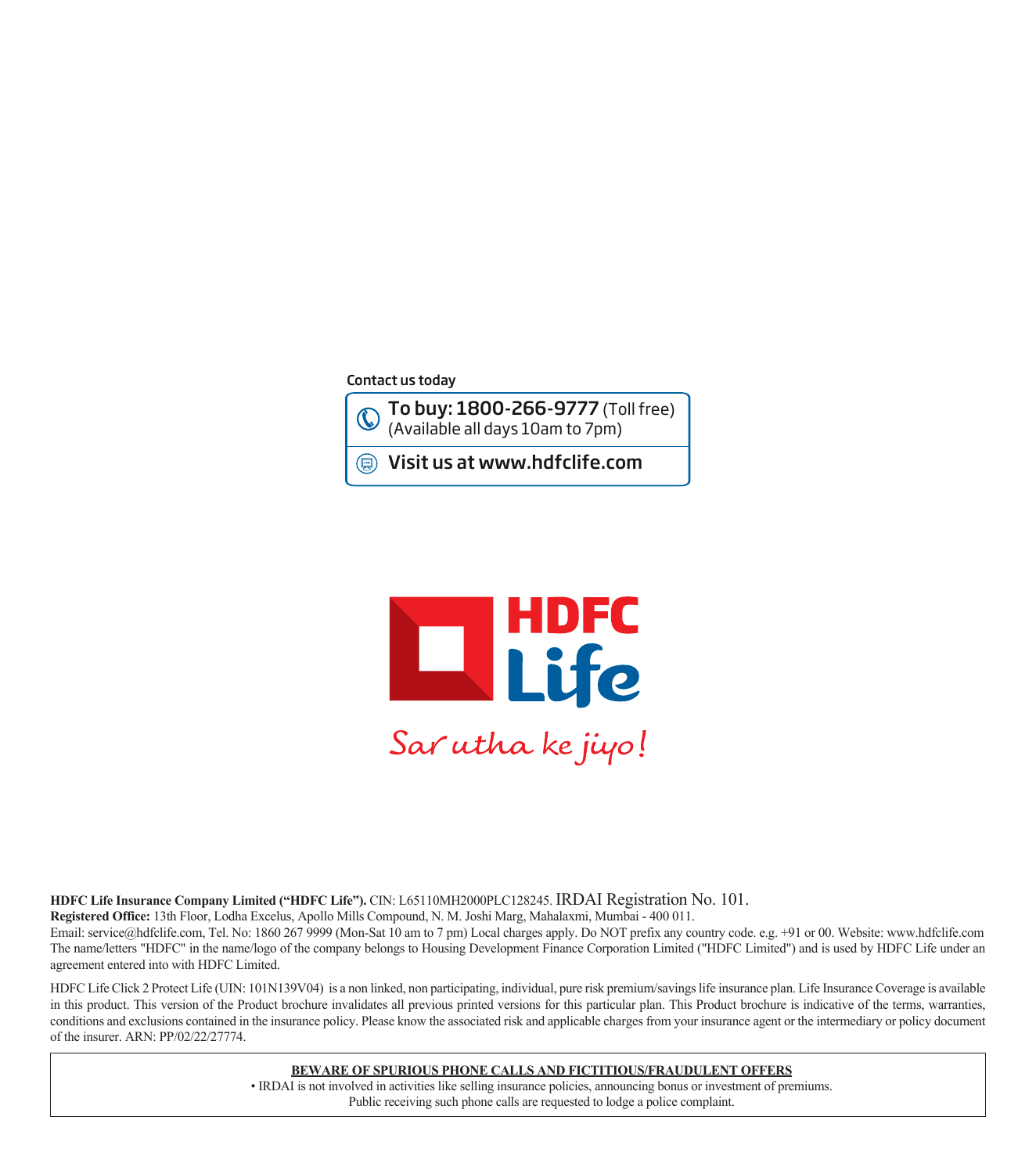Contact us today

**To buy: 1800-266-9777** (Toll free)
(Available all days 10am to 7pm)

**Visit us at www.hdfclife.com**

HDFC Life

*Sar utha ke jiyo!*

**HDFC Life Insurance Company Limited ("HDFC Life").** CIN: L65110MH2000PLC128245. IRDAI Registration No. 101.
**Registered Office:** 13th Floor, Lodha Excelus, Apollo Mills Compound, N. M. Joshi Marg, Mahalaxmi, Mumbai - 400 011.
Email: service@hdfclife.com, Tel. No: 1860 267 9999 (Mon-Sat 10 am to 7 pm) Local charges apply. Do NOT prefix any country code. e.g. +91 or 00. Website: www.hdfclife.com
The name/letters "HDFC" in the name/logo of the company belongs to Housing Development Finance Corporation Limited ("HDFC Limited") and is used by HDFC Life under an agreement entered into with HDFC Limited.

HDFC Life Click 2 Protect Life (UIN: 101N139V04) is a non linked, non participating, individual, pure risk premium/savings life insurance plan. Life Insurance Coverage is available in this product. This version of the Product brochure invalidates all previous printed versions for this particular plan. This Product brochure is indicative of the terms, warranties, conditions and exclusions contained in the insurance policy. Please know the associated risk and applicable charges from your insurance agent or the intermediary or policy document of the insurer. ARN: PP/02/22/27774.

**BEWARE OF SPURIOUS PHONE CALLS AND FICTITIOUS/FRAUDULENT OFFERS**

• IRDAI is not involved in activities like selling insurance policies, announcing bonus or investment of premiums. Public receiving such phone calls are requested to lodge a police complaint.